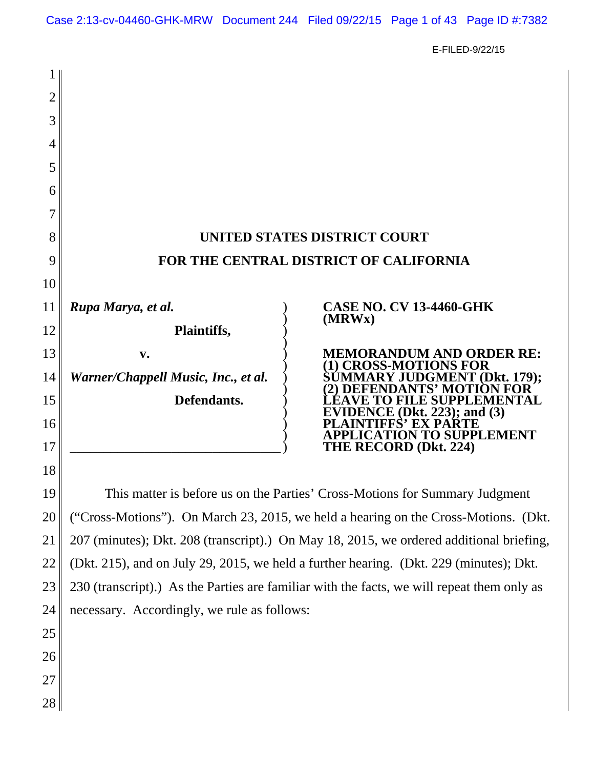E-FILED-9/22/15

**UNITED STATES DISTRICT COURT**

**FOR THE CENTRAL DISTRICT OF CALIFORNIA**

| | |
|---|---|
| ***Rupa Marya, et al.*** <br> **Plaintiffs,** <br> **v.** <br> ***Warner/Chappell Music, Inc., et al.*** <br> **Defendants.** | **CASE NO. CV 13-4460-GHK (MRWx)** <br><br> **MEMORANDUM AND ORDER RE: (1) CROSS-MOTIONS FOR SUMMARY JUDGMENT (Dkt. 179); (2) DEFENDANTS' MOTION FOR LEAVE TO FILE SUPPLEMENTAL EVIDENCE (Dkt. 223); and (3) PLAINTIFFS' EX PARTE APPLICATION TO SUPPLEMENT THE RECORD (Dkt. 224)** |

This matter is before us on the Parties' Cross-Motions for Summary Judgment ("Cross-Motions"). On March 23, 2015, we held a hearing on the Cross-Motions. (Dkt. 207 (minutes); Dkt. 208 (transcript).) On May 18, 2015, we ordered additional briefing, (Dkt. 215), and on July 29, 2015, we held a further hearing. (Dkt. 229 (minutes); Dkt. 230 (transcript).) As the Parties are familiar with the facts, we will repeat them only as necessary. Accordingly, we rule as follows: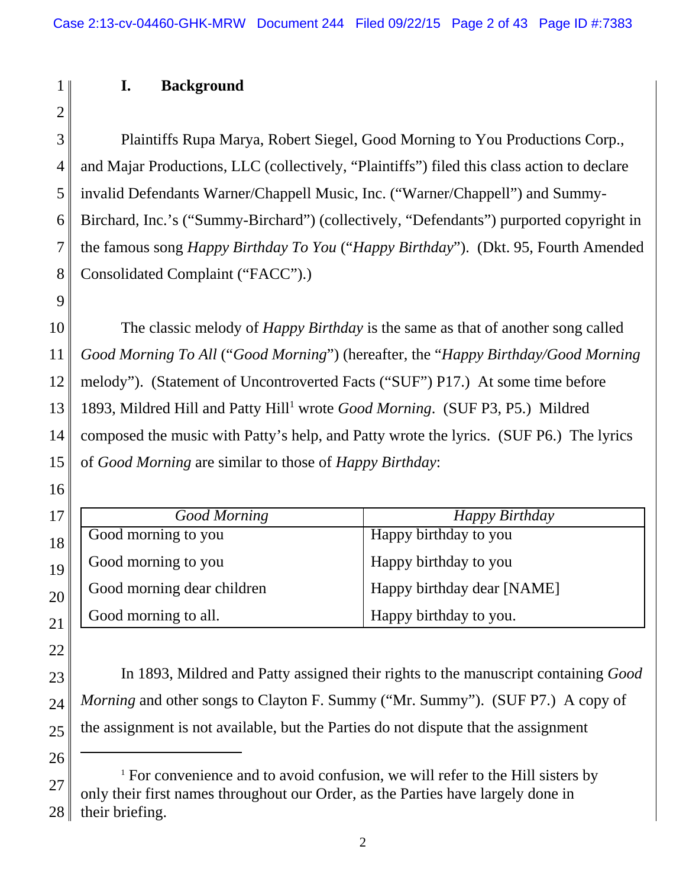## I. Background

Plaintiffs Rupa Marya, Robert Siegel, Good Morning to You Productions Corp., and Majar Productions, LLC (collectively, "Plaintiffs") filed this class action to declare invalid Defendants Warner/Chappell Music, Inc. ("Warner/Chappell") and Summy-Birchard, Inc.'s ("Summy-Birchard") (collectively, "Defendants") purported copyright in the famous song *Happy Birthday To You* ("*Happy Birthday*"). (Dkt. 95, Fourth Amended Consolidated Complaint ("FACC").)

The classic melody of *Happy Birthday* is the same as that of another song called *Good Morning To All* ("*Good Morning*") (hereafter, the "*Happy Birthday/Good Morning* melody"). (Statement of Uncontroverted Facts ("SUF") P17.) At some time before 1893, Mildred Hill and Patty Hill[1] wrote *Good Morning*. (SUF P3, P5.) Mildred composed the music with Patty's help, and Patty wrote the lyrics. (SUF P6.) The lyrics of *Good Morning* are similar to those of *Happy Birthday*:

| *Good Morning* | *Happy Birthday* |
|---|---|
| Good morning to you | Happy birthday to you |
| Good morning to you | Happy birthday to you |
| Good morning dear children | Happy birthday dear [NAME] |
| Good morning to all. | Happy birthday to you. |

In 1893, Mildred and Patty assigned their rights to the manuscript containing *Good Morning* and other songs to Clayton F. Summy ("Mr. Summy"). (SUF P7.) A copy of the assignment is not available, but the Parties do not dispute that the assignment

---

[1] For convenience and to avoid confusion, we will refer to the Hill sisters by only their first names throughout our Order, as the Parties have largely done in their briefing.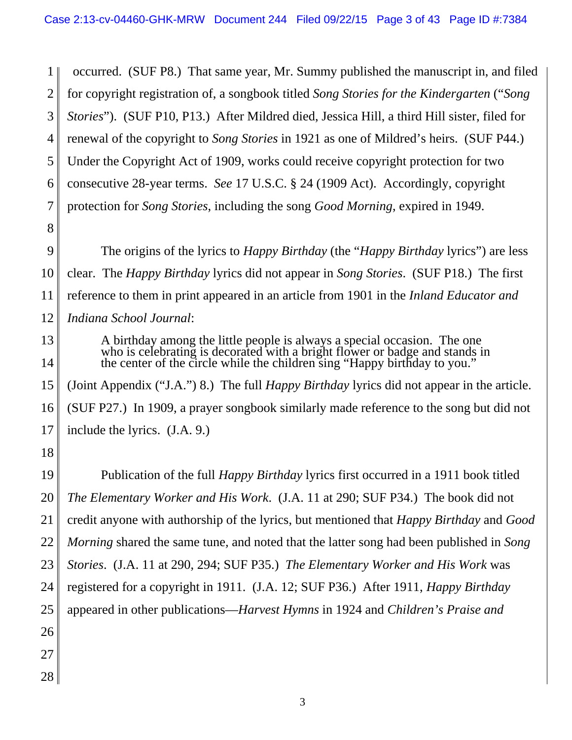occurred. (SUF P8.) That same year, Mr. Summy published the manuscript in, and filed for copyright registration of, a songbook titled *Song Stories for the Kindergarten* ("*Song Stories*"). (SUF P10, P13.) After Mildred died, Jessica Hill, a third Hill sister, filed for renewal of the copyright to *Song Stories* in 1921 as one of Mildred's heirs. (SUF P44.) Under the Copyright Act of 1909, works could receive copyright protection for two consecutive 28-year terms. *See* 17 U.S.C. § 24 (1909 Act). Accordingly, copyright protection for *Song Stories*, including the song *Good Morning*, expired in 1949.

The origins of the lyrics to *Happy Birthday* (the "*Happy Birthday* lyrics") are less clear. The *Happy Birthday* lyrics did not appear in *Song Stories*. (SUF P18.) The first reference to them in print appeared in an article from 1901 in the *Inland Educator and Indiana School Journal*:

> A birthday among the little people is always a special occasion. The one who is celebrating is decorated with a bright flower or badge and stands in the center of the circle while the children sing "Happy birthday to you."

(Joint Appendix ("J.A.") 8.) The full *Happy Birthday* lyrics did not appear in the article. (SUF P27.) In 1909, a prayer songbook similarly made reference to the song but did not include the lyrics. (J.A. 9.)

Publication of the full *Happy Birthday* lyrics first occurred in a 1911 book titled *The Elementary Worker and His Work*. (J.A. 11 at 290; SUF P34.) The book did not credit anyone with authorship of the lyrics, but mentioned that *Happy Birthday* and *Good Morning* shared the same tune, and noted that the latter song had been published in *Song Stories*. (J.A. 11 at 290, 294; SUF P35.) *The Elementary Worker and His Work* was registered for a copyright in 1911. (J.A. 12; SUF P36.) After 1911, *Happy Birthday* appeared in other publications—*Harvest Hymns* in 1924 and *Children's Praise and*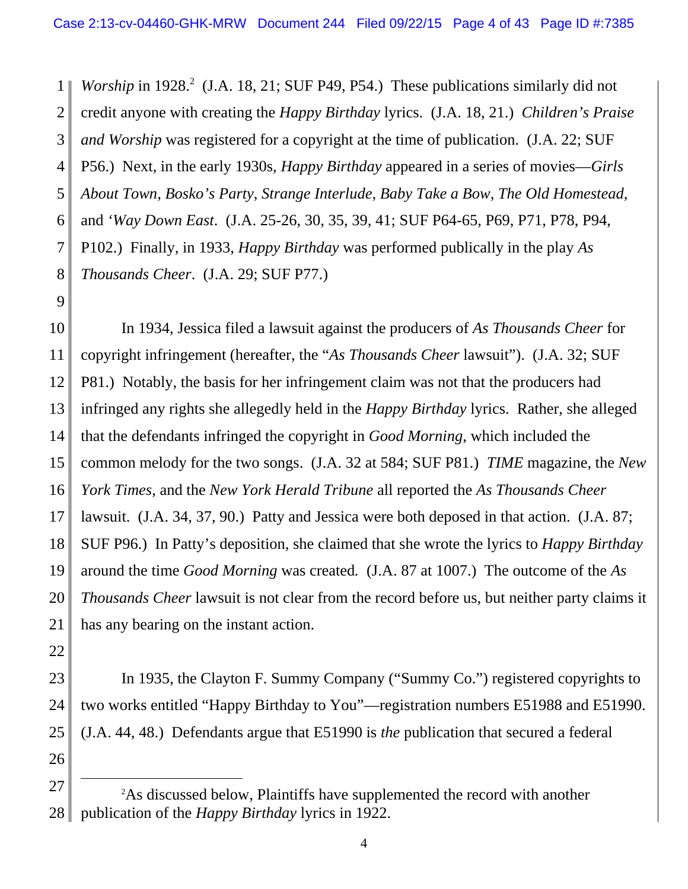*Worship* in 1928.[2] (J.A. 18, 21; SUF P49, P54.) These publications similarly did not credit anyone with creating the *Happy Birthday* lyrics. (J.A. 18, 21.) *Children's Praise and Worship* was registered for a copyright at the time of publication. (J.A. 22; SUF P56.) Next, in the early 1930s, *Happy Birthday* appeared in a series of movies—*Girls About Town*, *Bosko's Party*, *Strange Interlude*, *Baby Take a Bow*, *The Old Homestead*, and *'Way Down East*. (J.A. 25-26, 30, 35, 39, 41; SUF P64-65, P69, P71, P78, P94, P102.) Finally, in 1933, *Happy Birthday* was performed publically in the play *As Thousands Cheer*. (J.A. 29; SUF P77.)

In 1934, Jessica filed a lawsuit against the producers of *As Thousands Cheer* for copyright infringement (hereafter, the "*As Thousands Cheer* lawsuit"). (J.A. 32; SUF P81.) Notably, the basis for her infringement claim was not that the producers had infringed any rights she allegedly held in the *Happy Birthday* lyrics. Rather, she alleged that the defendants infringed the copyright in *Good Morning*, which included the common melody for the two songs. (J.A. 32 at 584; SUF P81.) *TIME* magazine, the *New York Times*, and the *New York Herald Tribune* all reported the *As Thousands Cheer* lawsuit. (J.A. 34, 37, 90.) Patty and Jessica were both deposed in that action. (J.A. 87; SUF P96.) In Patty's deposition, she claimed that she wrote the lyrics to *Happy Birthday* around the time *Good Morning* was created. (J.A. 87 at 1007.) The outcome of the *As Thousands Cheer* lawsuit is not clear from the record before us, but neither party claims it has any bearing on the instant action.

In 1935, the Clayton F. Summy Company ("Summy Co.") registered copyrights to two works entitled "Happy Birthday to You"—registration numbers E51988 and E51990. (J.A. 44, 48.) Defendants argue that E51990 is *the* publication that secured a federal

---

[2] As discussed below, Plaintiffs have supplemented the record with another publication of the *Happy Birthday* lyrics in 1922.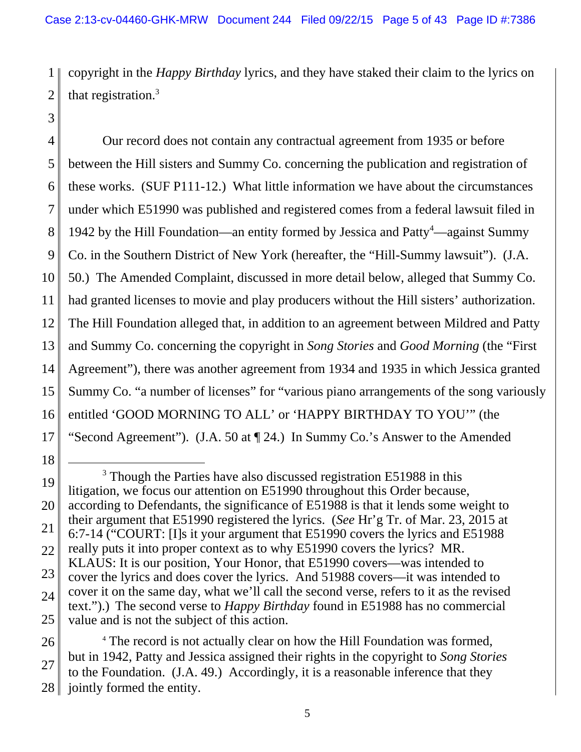copyright in the *Happy Birthday* lyrics, and they have staked their claim to the lyrics on that registration.[3]

Our record does not contain any contractual agreement from 1935 or before between the Hill sisters and Summy Co. concerning the publication and registration of these works. (SUF P111-12.) What little information we have about the circumstances under which E51990 was published and registered comes from a federal lawsuit filed in 1942 by the Hill Foundation—an entity formed by Jessica and Patty[4]—against Summy Co. in the Southern District of New York (hereafter, the "Hill-Summy lawsuit"). (J.A. 50.) The Amended Complaint, discussed in more detail below, alleged that Summy Co. had granted licenses to movie and play producers without the Hill sisters' authorization. The Hill Foundation alleged that, in addition to an agreement between Mildred and Patty and Summy Co. concerning the copyright in *Song Stories* and *Good Morning* (the "First Agreement"), there was another agreement from 1934 and 1935 in which Jessica granted Summy Co. "a number of licenses" for "various piano arrangements of the song variously entitled 'GOOD MORNING TO ALL' or 'HAPPY BIRTHDAY TO YOU'" (the "Second Agreement"). (J.A. 50 at ¶ 24.) In Summy Co.'s Answer to the Amended

---

[3] Though the Parties have also discussed registration E51988 in this litigation, we focus our attention on E51990 throughout this Order because, according to Defendants, the significance of E51988 is that it lends some weight to their argument that E51990 registered the lyrics. (*See* Hr'g Tr. of Mar. 23, 2015 at 6:7-14 ("COURT: [I]s it your argument that E51990 covers the lyrics and E51988 really puts it into proper context as to why E51990 covers the lyrics? MR. KLAUS: It is our position, Your Honor, that E51990 covers—was intended to cover the lyrics and does cover the lyrics. And 51988 covers—it was intended to cover it on the same day, what we'll call the second verse, refers to it as the revised text.").) The second verse to *Happy Birthday* found in E51988 has no commercial value and is not the subject of this action.

[4] The record is not actually clear on how the Hill Foundation was formed, but in 1942, Patty and Jessica assigned their rights in the copyright to *Song Stories* to the Foundation. (J.A. 49.) Accordingly, it is a reasonable inference that they jointly formed the entity.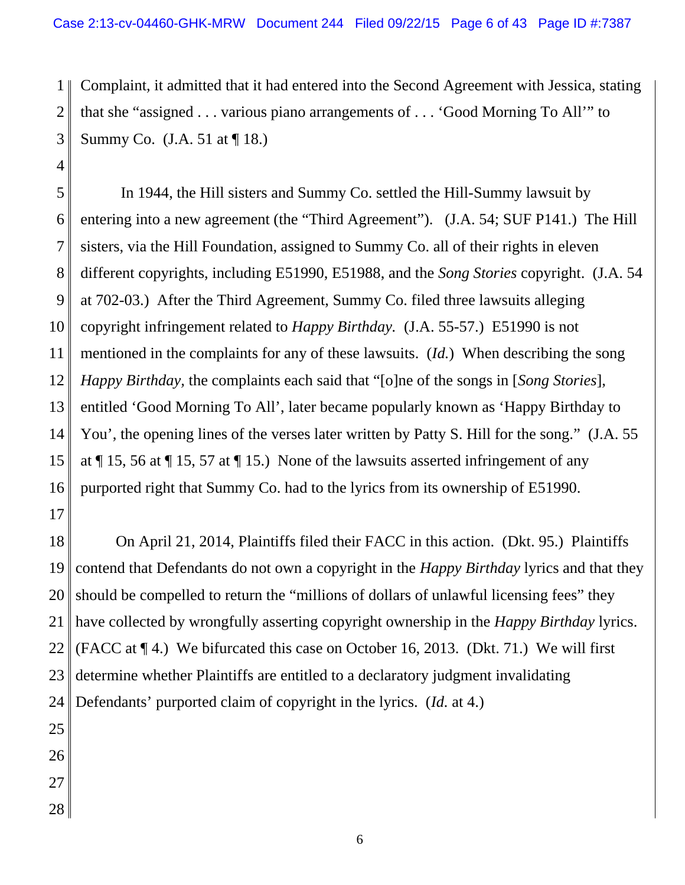Complaint, it admitted that it had entered into the Second Agreement with Jessica, stating that she "assigned . . . various piano arrangements of . . . 'Good Morning To All'" to Summy Co. (J.A. 51 at ¶ 18.)

In 1944, the Hill sisters and Summy Co. settled the Hill-Summy lawsuit by entering into a new agreement (the "Third Agreement"). (J.A. 54; SUF P141.) The Hill sisters, via the Hill Foundation, assigned to Summy Co. all of their rights in eleven different copyrights, including E51990, E51988, and the *Song Stories* copyright. (J.A. 54 at 702-03.) After the Third Agreement, Summy Co. filed three lawsuits alleging copyright infringement related to *Happy Birthday.* (J.A. 55-57.) E51990 is not mentioned in the complaints for any of these lawsuits. (*Id.*) When describing the song *Happy Birthday,* the complaints each said that "[o]ne of the songs in [*Song Stories*], entitled 'Good Morning To All', later became popularly known as 'Happy Birthday to You', the opening lines of the verses later written by Patty S. Hill for the song." (J.A. 55 at ¶ 15, 56 at ¶ 15, 57 at ¶ 15.) None of the lawsuits asserted infringement of any purported right that Summy Co. had to the lyrics from its ownership of E51990.

On April 21, 2014, Plaintiffs filed their FACC in this action. (Dkt. 95.) Plaintiffs contend that Defendants do not own a copyright in the *Happy Birthday* lyrics and that they should be compelled to return the "millions of dollars of unlawful licensing fees" they have collected by wrongfully asserting copyright ownership in the *Happy Birthday* lyrics. (FACC at ¶ 4.) We bifurcated this case on October 16, 2013. (Dkt. 71.) We will first determine whether Plaintiffs are entitled to a declaratory judgment invalidating Defendants' purported claim of copyright in the lyrics. (*Id.* at 4.)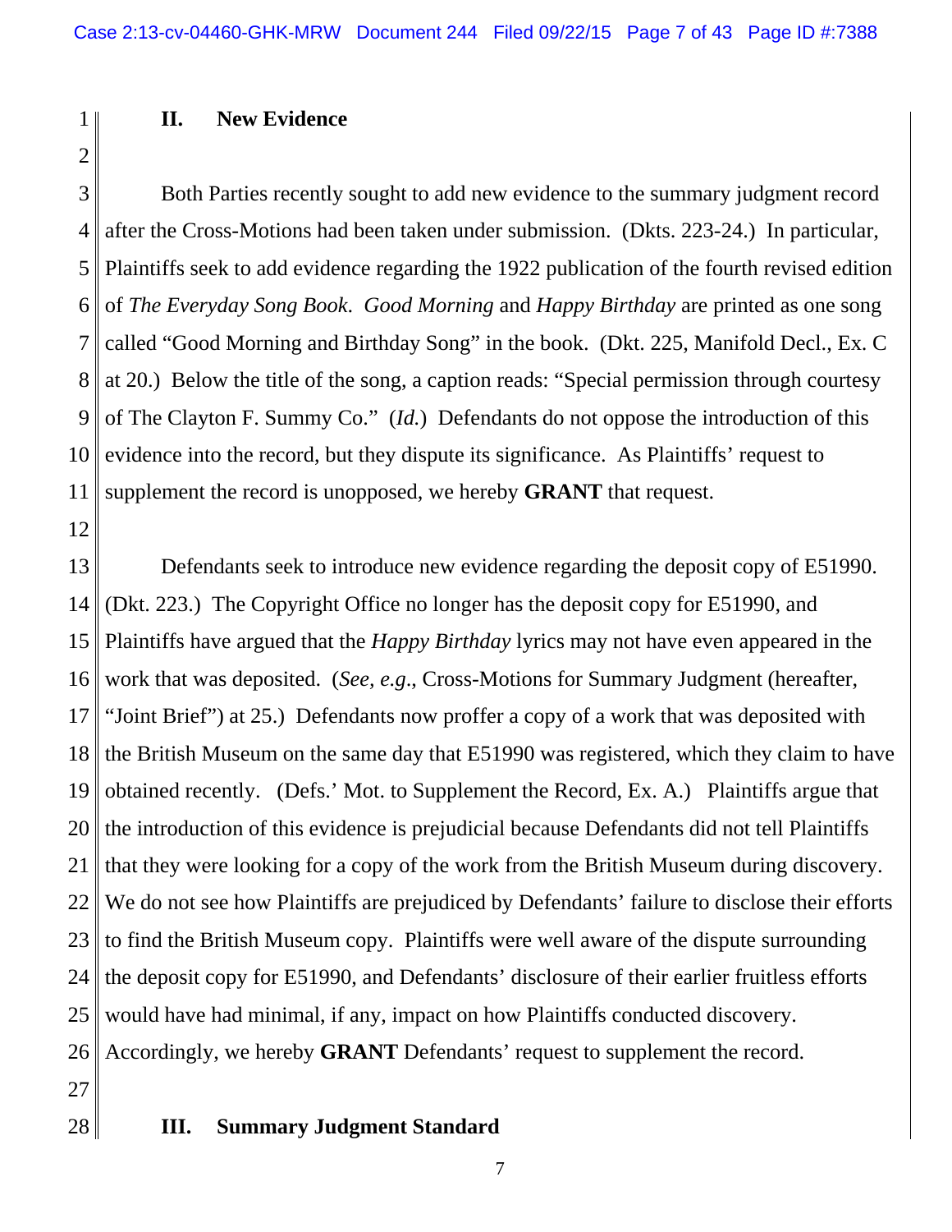## II. New Evidence

Both Parties recently sought to add new evidence to the summary judgment record after the Cross-Motions had been taken under submission. (Dkts. 223-24.) In particular, Plaintiffs seek to add evidence regarding the 1922 publication of the fourth revised edition of *The Everyday Song Book*. *Good Morning* and *Happy Birthday* are printed as one song called "Good Morning and Birthday Song" in the book. (Dkt. 225, Manifold Decl., Ex. C at 20.) Below the title of the song, a caption reads: "Special permission through courtesy of The Clayton F. Summy Co." (*Id.*) Defendants do not oppose the introduction of this evidence into the record, but they dispute its significance. As Plaintiffs' request to supplement the record is unopposed, we hereby **GRANT** that request.

Defendants seek to introduce new evidence regarding the deposit copy of E51990. (Dkt. 223.) The Copyright Office no longer has the deposit copy for E51990, and Plaintiffs have argued that the *Happy Birthday* lyrics may not have even appeared in the work that was deposited. (*See, e.g*., Cross-Motions for Summary Judgment (hereafter, "Joint Brief") at 25.) Defendants now proffer a copy of a work that was deposited with the British Museum on the same day that E51990 was registered, which they claim to have obtained recently. (Defs.' Mot. to Supplement the Record, Ex. A.) Plaintiffs argue that the introduction of this evidence is prejudicial because Defendants did not tell Plaintiffs that they were looking for a copy of the work from the British Museum during discovery. We do not see how Plaintiffs are prejudiced by Defendants' failure to disclose their efforts to find the British Museum copy. Plaintiffs were well aware of the dispute surrounding the deposit copy for E51990, and Defendants' disclosure of their earlier fruitless efforts would have had minimal, if any, impact on how Plaintiffs conducted discovery. Accordingly, we hereby **GRANT** Defendants' request to supplement the record.

## III. Summary Judgment Standard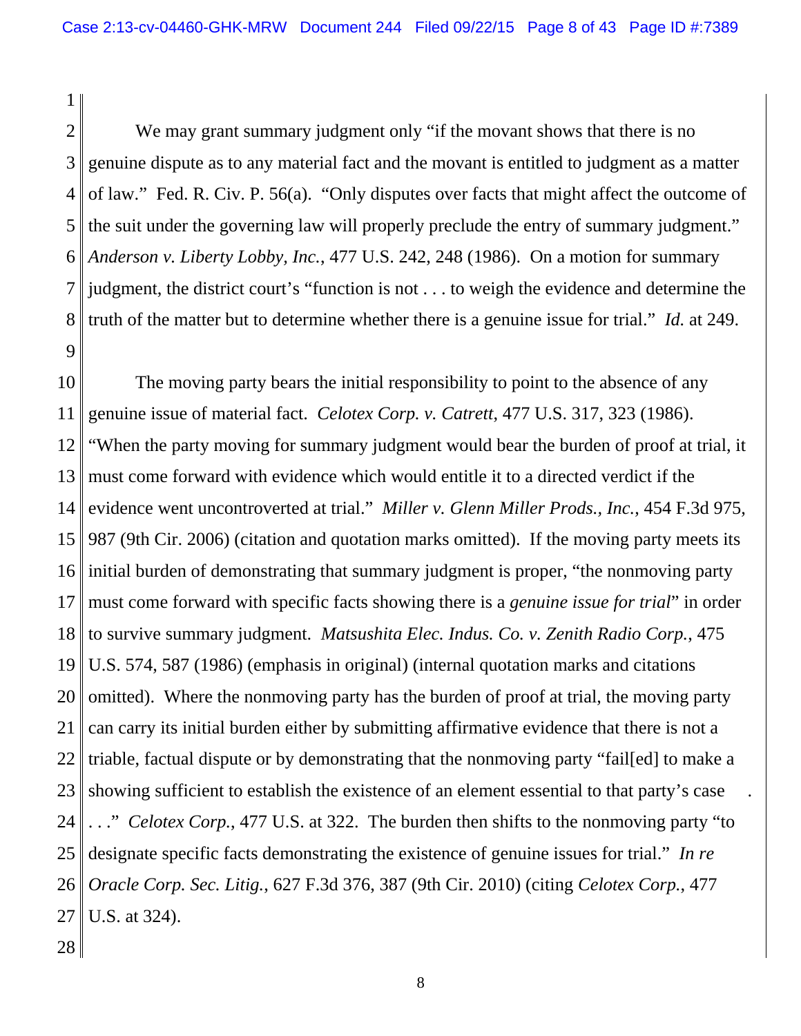We may grant summary judgment only "if the movant shows that there is no genuine dispute as to any material fact and the movant is entitled to judgment as a matter of law." Fed. R. Civ. P. 56(a). "Only disputes over facts that might affect the outcome of the suit under the governing law will properly preclude the entry of summary judgment." *Anderson v. Liberty Lobby, Inc.*, 477 U.S. 242, 248 (1986). On a motion for summary judgment, the district court's "function is not . . . to weigh the evidence and determine the truth of the matter but to determine whether there is a genuine issue for trial." *Id.* at 249.

The moving party bears the initial responsibility to point to the absence of any genuine issue of material fact. *Celotex Corp. v. Catrett*, 477 U.S. 317, 323 (1986). "When the party moving for summary judgment would bear the burden of proof at trial, it must come forward with evidence which would entitle it to a directed verdict if the evidence went uncontroverted at trial." *Miller v. Glenn Miller Prods., Inc.*, 454 F.3d 975, 987 (9th Cir. 2006) (citation and quotation marks omitted). If the moving party meets its initial burden of demonstrating that summary judgment is proper, "the nonmoving party must come forward with specific facts showing there is a *genuine issue for trial*" in order to survive summary judgment. *Matsushita Elec. Indus. Co. v. Zenith Radio Corp.*, 475 U.S. 574, 587 (1986) (emphasis in original) (internal quotation marks and citations omitted). Where the nonmoving party has the burden of proof at trial, the moving party can carry its initial burden either by submitting affirmative evidence that there is not a triable, factual dispute or by demonstrating that the nonmoving party "fail[ed] to make a showing sufficient to establish the existence of an element essential to that party's case . . . ." *Celotex Corp.*, 477 U.S. at 322. The burden then shifts to the nonmoving party "to designate specific facts demonstrating the existence of genuine issues for trial." *In re Oracle Corp. Sec. Litig.*, 627 F.3d 376, 387 (9th Cir. 2010) (citing *Celotex Corp.*, 477 U.S. at 324).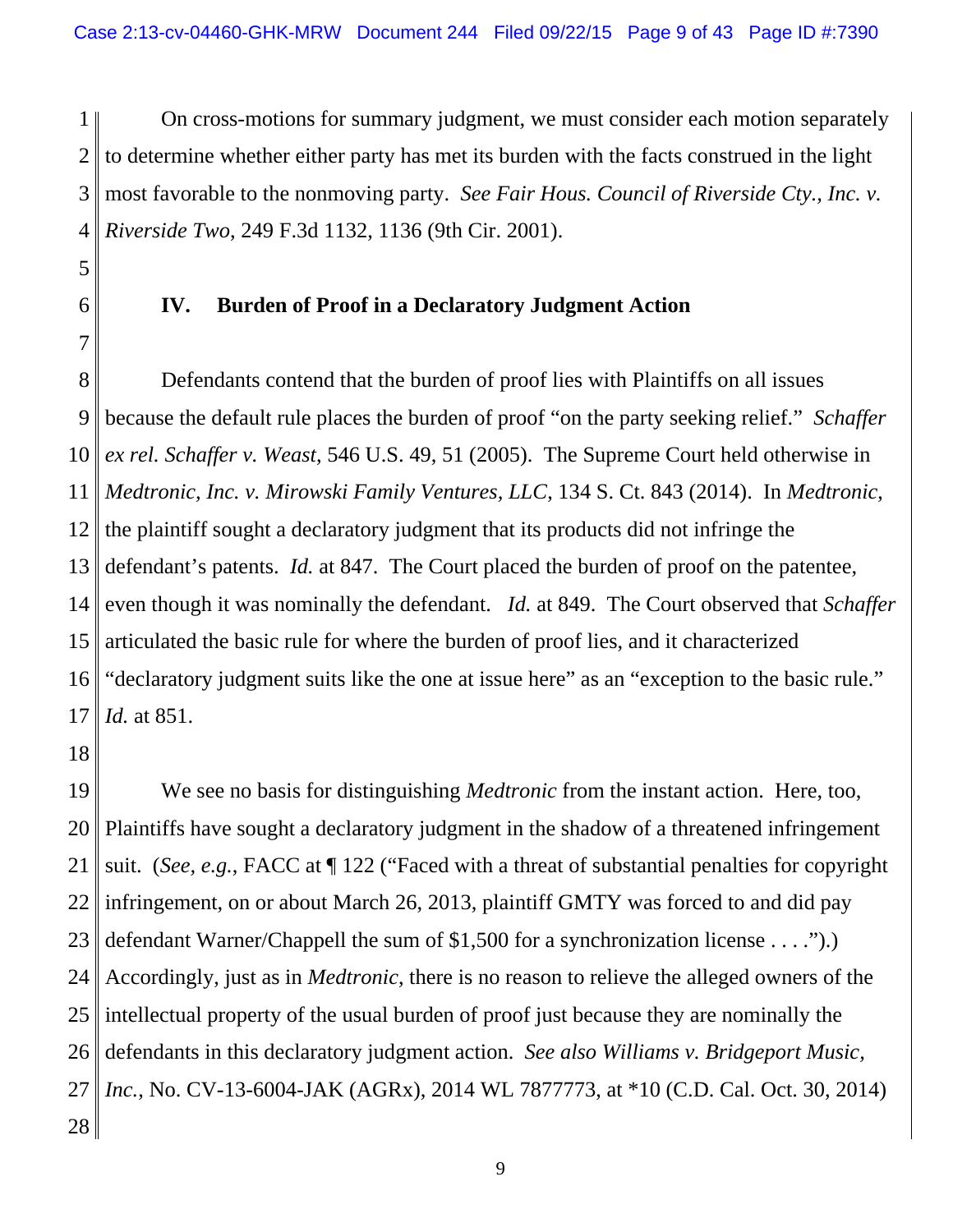On cross-motions for summary judgment, we must consider each motion separately to determine whether either party has met its burden with the facts construed in the light most favorable to the nonmoving party. *See Fair Hous. Council of Riverside Cty., Inc. v. Riverside Two*, 249 F.3d 1132, 1136 (9th Cir. 2001).

## IV. Burden of Proof in a Declaratory Judgment Action

Defendants contend that the burden of proof lies with Plaintiffs on all issues because the default rule places the burden of proof "on the party seeking relief." *Schaffer ex rel. Schaffer v. Weast*, 546 U.S. 49, 51 (2005). The Supreme Court held otherwise in *Medtronic, Inc. v. Mirowski Family Ventures, LLC*, 134 S. Ct. 843 (2014). In *Medtronic*, the plaintiff sought a declaratory judgment that its products did not infringe the defendant's patents. *Id.* at 847. The Court placed the burden of proof on the patentee, even though it was nominally the defendant. *Id.* at 849. The Court observed that *Schaffer* articulated the basic rule for where the burden of proof lies, and it characterized "declaratory judgment suits like the one at issue here" as an "exception to the basic rule." *Id.* at 851.

We see no basis for distinguishing *Medtronic* from the instant action. Here, too, Plaintiffs have sought a declaratory judgment in the shadow of a threatened infringement suit. (*See, e.g.*, FACC at ¶ 122 ("Faced with a threat of substantial penalties for copyright infringement, on or about March 26, 2013, plaintiff GMTY was forced to and did pay defendant Warner/Chappell the sum of $1,500 for a synchronization license . . . .").) Accordingly, just as in *Medtronic*, there is no reason to relieve the alleged owners of the intellectual property of the usual burden of proof just because they are nominally the defendants in this declaratory judgment action. *See also Williams v. Bridgeport Music, Inc.*, No. CV-13-6004-JAK (AGRx), 2014 WL 7877773, at *10 (C.D. Cal. Oct. 30, 2014)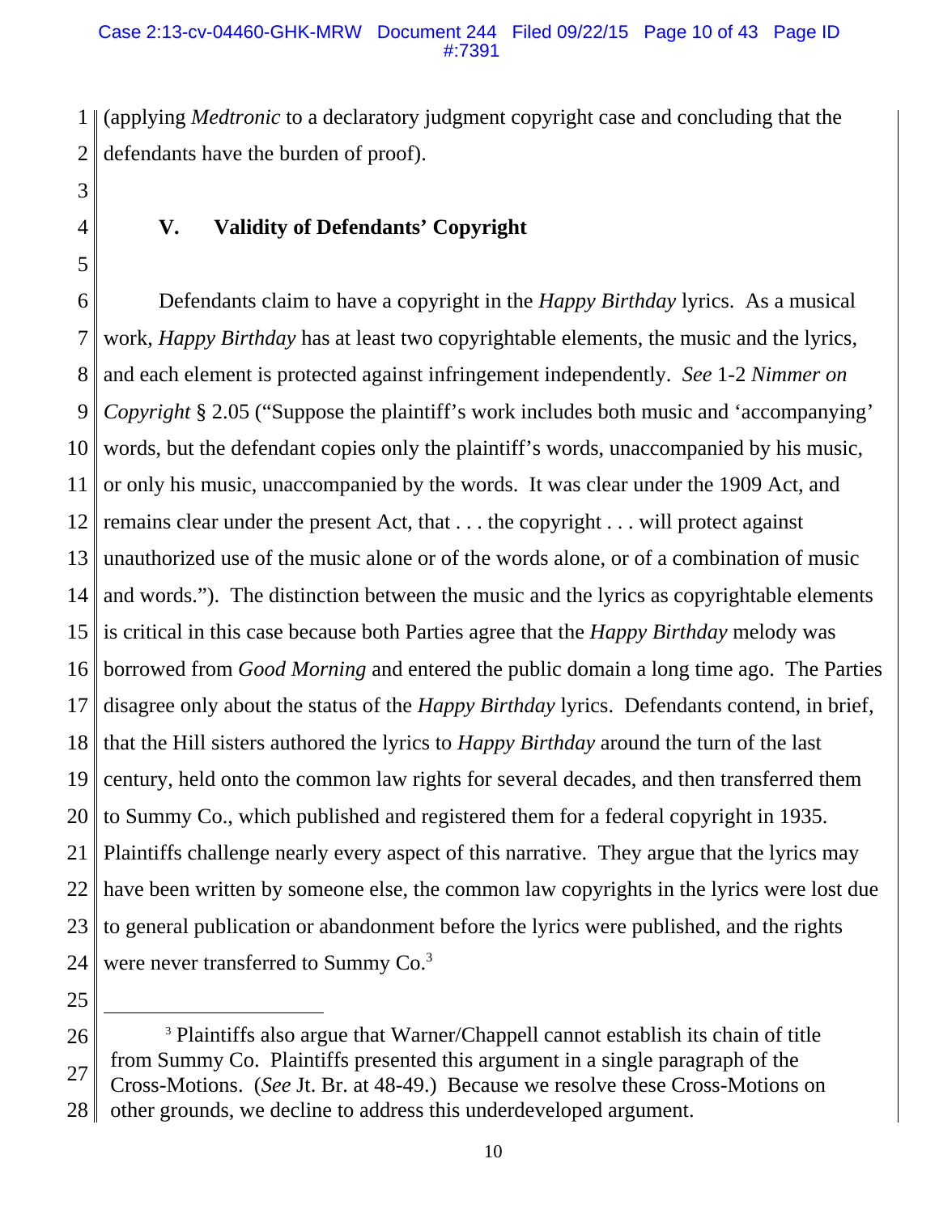(applying *Medtronic* to a declaratory judgment copyright case and concluding that the defendants have the burden of proof).

## V. Validity of Defendants' Copyright

Defendants claim to have a copyright in the *Happy Birthday* lyrics. As a musical work, *Happy Birthday* has at least two copyrightable elements, the music and the lyrics, and each element is protected against infringement independently. *See* 1-2 *Nimmer on Copyright* § 2.05 ("Suppose the plaintiff's work includes both music and 'accompanying' words, but the defendant copies only the plaintiff's words, unaccompanied by his music, or only his music, unaccompanied by the words. It was clear under the 1909 Act, and remains clear under the present Act, that . . . the copyright . . . will protect against unauthorized use of the music alone or of the words alone, or of a combination of music and words."). The distinction between the music and the lyrics as copyrightable elements is critical in this case because both Parties agree that the *Happy Birthday* melody was borrowed from *Good Morning* and entered the public domain a long time ago. The Parties disagree only about the status of the *Happy Birthday* lyrics. Defendants contend, in brief, that the Hill sisters authored the lyrics to *Happy Birthday* around the turn of the last century, held onto the common law rights for several decades, and then transferred them to Summy Co., which published and registered them for a federal copyright in 1935. Plaintiffs challenge nearly every aspect of this narrative. They argue that the lyrics may have been written by someone else, the common law copyrights in the lyrics were lost due to general publication or abandonment before the lyrics were published, and the rights were never transferred to Summy Co.[3]

---

[3] Plaintiffs also argue that Warner/Chappell cannot establish its chain of title from Summy Co. Plaintiffs presented this argument in a single paragraph of the Cross-Motions. (*See* Jt. Br. at 48-49.) Because we resolve these Cross-Motions on other grounds, we decline to address this underdeveloped argument.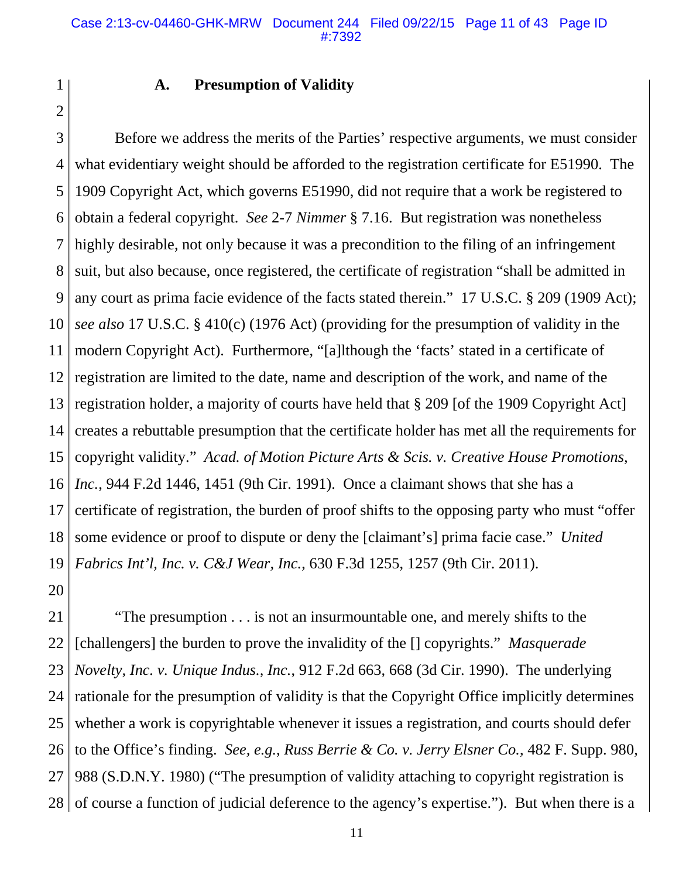### A. Presumption of Validity

Before we address the merits of the Parties' respective arguments, we must consider what evidentiary weight should be afforded to the registration certificate for E51990. The 1909 Copyright Act, which governs E51990, did not require that a work be registered to obtain a federal copyright. *See* 2-7 *Nimmer* § 7.16. But registration was nonetheless highly desirable, not only because it was a precondition to the filing of an infringement suit, but also because, once registered, the certificate of registration "shall be admitted in any court as prima facie evidence of the facts stated therein." 17 U.S.C. § 209 (1909 Act); *see also* 17 U.S.C. § 410(c) (1976 Act) (providing for the presumption of validity in the modern Copyright Act). Furthermore, "[a]lthough the 'facts' stated in a certificate of registration are limited to the date, name and description of the work, and name of the registration holder, a majority of courts have held that § 209 [of the 1909 Copyright Act] creates a rebuttable presumption that the certificate holder has met all the requirements for copyright validity." *Acad. of Motion Picture Arts & Scis. v. Creative House Promotions, Inc.*, 944 F.2d 1446, 1451 (9th Cir. 1991). Once a claimant shows that she has a certificate of registration, the burden of proof shifts to the opposing party who must "offer some evidence or proof to dispute or deny the [claimant's] prima facie case." *United Fabrics Int'l, Inc. v. C&J Wear, Inc.*, 630 F.3d 1255, 1257 (9th Cir. 2011).

"The presumption . . . is not an insurmountable one, and merely shifts to the [challengers] the burden to prove the invalidity of the [] copyrights." *Masquerade Novelty, Inc. v. Unique Indus., Inc.*, 912 F.2d 663, 668 (3d Cir. 1990). The underlying rationale for the presumption of validity is that the Copyright Office implicitly determines whether a work is copyrightable whenever it issues a registration, and courts should defer to the Office's finding. *See, e.g.*, *Russ Berrie & Co. v. Jerry Elsner Co.*, 482 F. Supp. 980, 988 (S.D.N.Y. 1980) ("The presumption of validity attaching to copyright registration is of course a function of judicial deference to the agency's expertise."). But when there is a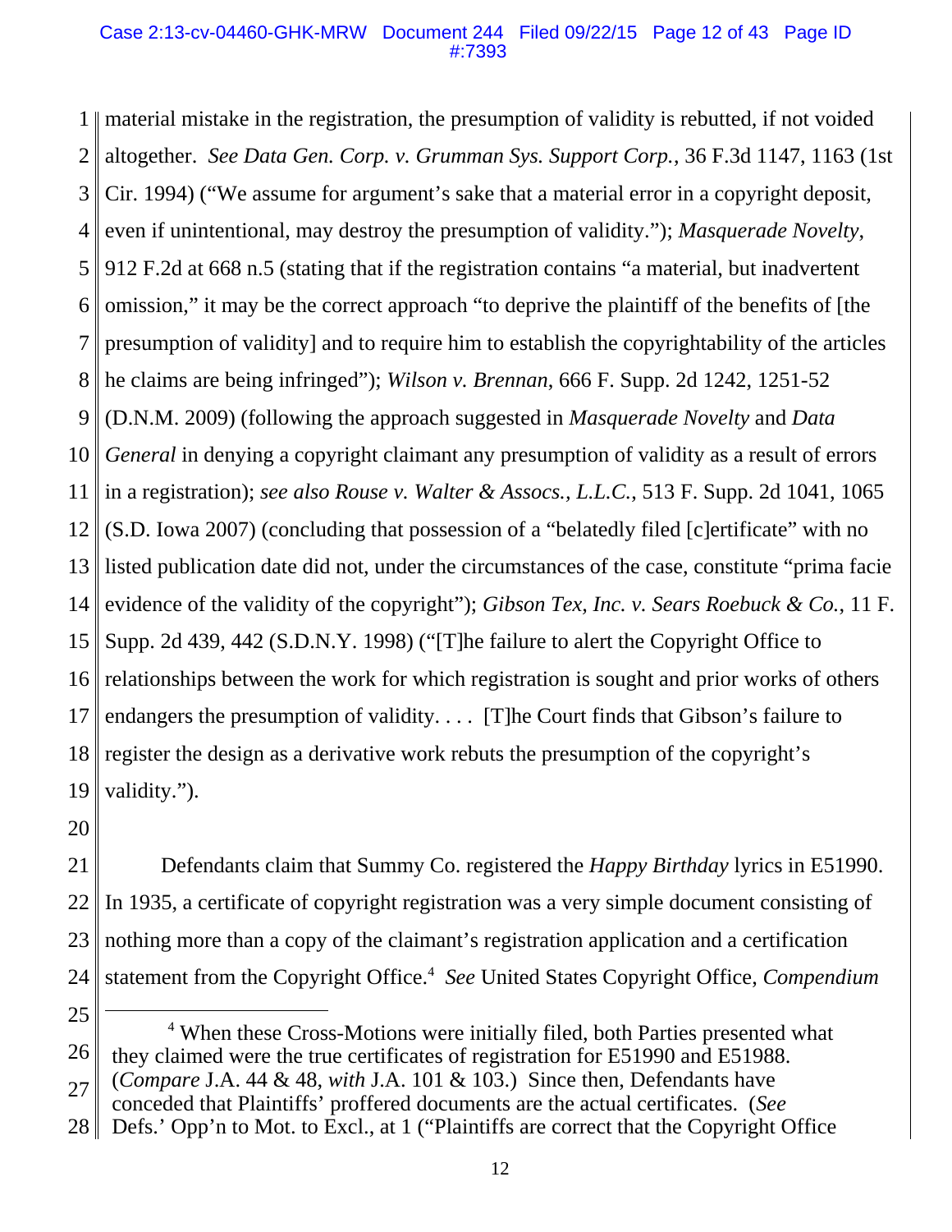material mistake in the registration, the presumption of validity is rebutted, if not voided altogether. *See Data Gen. Corp. v. Grumman Sys. Support Corp.*, 36 F.3d 1147, 1163 (1st Cir. 1994) ("We assume for argument's sake that a material error in a copyright deposit, even if unintentional, may destroy the presumption of validity."); *Masquerade Novelty,* 912 F.2d at 668 n.5 (stating that if the registration contains "a material, but inadvertent omission," it may be the correct approach "to deprive the plaintiff of the benefits of [the presumption of validity] and to require him to establish the copyrightability of the articles he claims are being infringed"); *Wilson v. Brennan,* 666 F. Supp. 2d 1242, 1251-52 (D.N.M. 2009) (following the approach suggested in *Masquerade Novelty* and *Data General* in denying a copyright claimant any presumption of validity as a result of errors in a registration); *see also Rouse v. Walter & Assocs., L.L.C.*, 513 F. Supp. 2d 1041, 1065 (S.D. Iowa 2007) (concluding that possession of a "belatedly filed [c]ertificate" with no listed publication date did not, under the circumstances of the case, constitute "prima facie evidence of the validity of the copyright"); *Gibson Tex, Inc. v. Sears Roebuck & Co.*, 11 F. Supp. 2d 439, 442 (S.D.N.Y. 1998) ("[T]he failure to alert the Copyright Office to relationships between the work for which registration is sought and prior works of others endangers the presumption of validity. . . . [T]he Court finds that Gibson's failure to register the design as a derivative work rebuts the presumption of the copyright's validity.").

Defendants claim that Summy Co. registered the *Happy Birthday* lyrics in E51990. In 1935, a certificate of copyright registration was a very simple document consisting of nothing more than a copy of the claimant's registration application and a certification statement from the Copyright Office.[4] *See* United States Copyright Office, *Compendium*

[4] When these Cross-Motions were initially filed, both Parties presented what they claimed were the true certificates of registration for E51990 and E51988. (*Compare* J.A. 44 & 48, *with* J.A. 101 & 103.) Since then, Defendants have conceded that Plaintiffs' proffered documents are the actual certificates. (*See* Defs.' Opp'n to Mot. to Excl., at 1 ("Plaintiffs are correct that the Copyright Office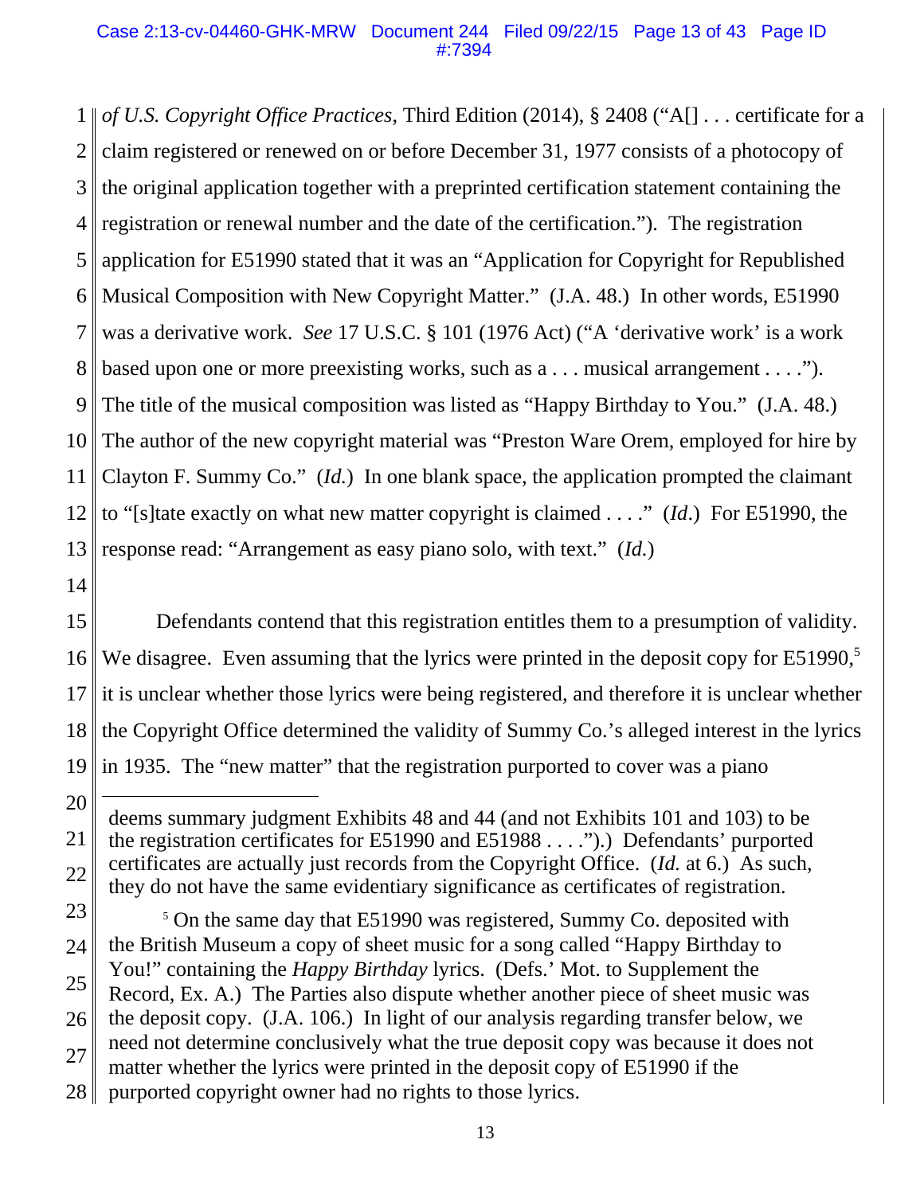*of U.S. Copyright Office Practices*, Third Edition (2014), § 2408 ("A[] . . . certificate for a claim registered or renewed on or before December 31, 1977 consists of a photocopy of the original application together with a preprinted certification statement containing the registration or renewal number and the date of the certification."). The registration application for E51990 stated that it was an "Application for Copyright for Republished Musical Composition with New Copyright Matter." (J.A. 48.) In other words, E51990 was a derivative work. *See* 17 U.S.C. § 101 (1976 Act) ("A 'derivative work' is a work based upon one or more preexisting works, such as a . . . musical arrangement . . . ."). The title of the musical composition was listed as "Happy Birthday to You." (J.A. 48.) The author of the new copyright material was "Preston Ware Orem, employed for hire by Clayton F. Summy Co." (*Id.*) In one blank space, the application prompted the claimant to "[s]tate exactly on what new matter copyright is claimed . . . ." (*Id.*) For E51990, the response read: "Arrangement as easy piano solo, with text." (*Id.*)

Defendants contend that this registration entitles them to a presumption of validity. We disagree. Even assuming that the lyrics were printed in the deposit copy for E51990,[5] it is unclear whether those lyrics were being registered, and therefore it is unclear whether the Copyright Office determined the validity of Summy Co.'s alleged interest in the lyrics in 1935. The "new matter" that the registration purported to cover was a piano

---

deems summary judgment Exhibits 48 and 44 (and not Exhibits 101 and 103) to be the registration certificates for E51990 and E51988 . . . .").) Defendants' purported certificates are actually just records from the Copyright Office. (*Id.* at 6.) As such, they do not have the same evidentiary significance as certificates of registration.

[5] On the same day that E51990 was registered, Summy Co. deposited with the British Museum a copy of sheet music for a song called "Happy Birthday to You!" containing the *Happy Birthday* lyrics. (Defs.' Mot. to Supplement the Record, Ex. A.) The Parties also dispute whether another piece of sheet music was the deposit copy. (J.A. 106.) In light of our analysis regarding transfer below, we need not determine conclusively what the true deposit copy was because it does not matter whether the lyrics were printed in the deposit copy of E51990 if the purported copyright owner had no rights to those lyrics.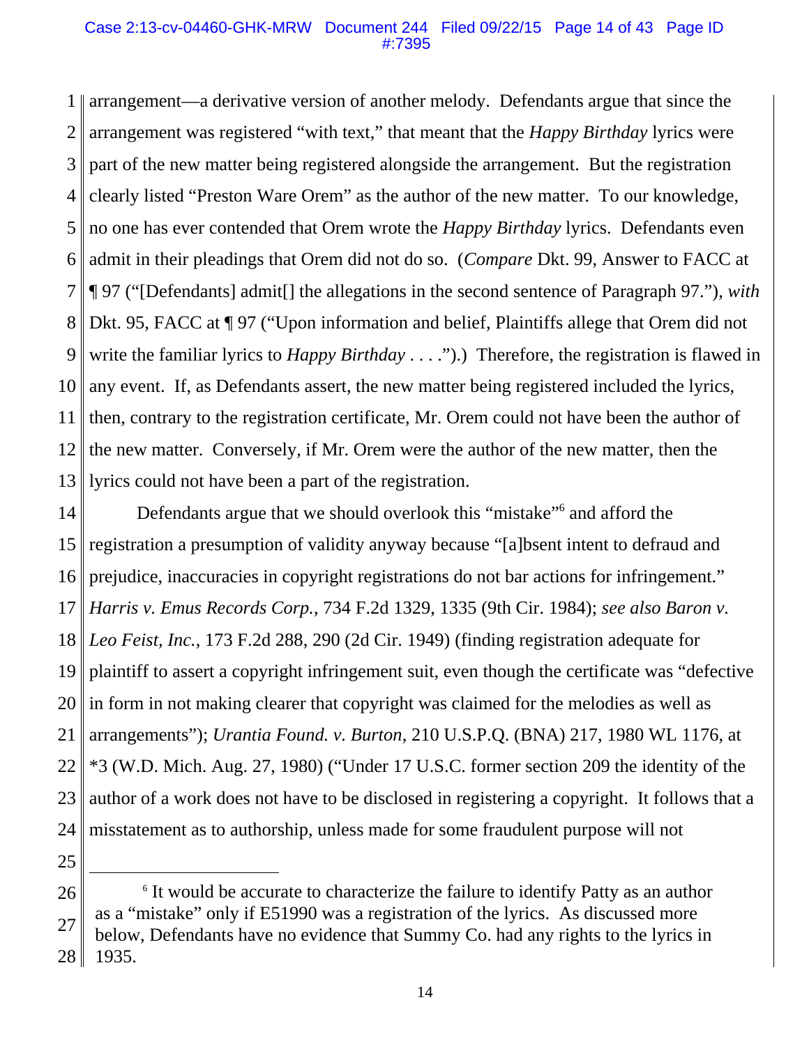arrangement—a derivative version of another melody. Defendants argue that since the arrangement was registered "with text," that meant that the *Happy Birthday* lyrics were part of the new matter being registered alongside the arrangement. But the registration clearly listed "Preston Ware Orem" as the author of the new matter. To our knowledge, no one has ever contended that Orem wrote the *Happy Birthday* lyrics. Defendants even admit in their pleadings that Orem did not do so. (*Compare* Dkt. 99, Answer to FACC at ¶ 97 ("[Defendants] admit[] the allegations in the second sentence of Paragraph 97."), *with* Dkt. 95, FACC at ¶ 97 ("Upon information and belief, Plaintiffs allege that Orem did not write the familiar lyrics to *Happy Birthday* . . . .").) Therefore, the registration is flawed in any event. If, as Defendants assert, the new matter being registered included the lyrics, then, contrary to the registration certificate, Mr. Orem could not have been the author of the new matter. Conversely, if Mr. Orem were the author of the new matter, then the lyrics could not have been a part of the registration.

Defendants argue that we should overlook this "mistake"[6] and afford the registration a presumption of validity anyway because "[a]bsent intent to defraud and prejudice, inaccuracies in copyright registrations do not bar actions for infringement." *Harris v. Emus Records Corp.*, 734 F.2d 1329, 1335 (9th Cir. 1984); *see also Baron v. Leo Feist, Inc.*, 173 F.2d 288, 290 (2d Cir. 1949) (finding registration adequate for plaintiff to assert a copyright infringement suit, even though the certificate was "defective in form in not making clearer that copyright was claimed for the melodies as well as arrangements"); *Urantia Found. v. Burton*, 210 U.S.P.Q. (BNA) 217, 1980 WL 1176, at *3 (W.D. Mich. Aug. 27, 1980) ("Under 17 U.S.C. former section 209 the identity of the author of a work does not have to be disclosed in registering a copyright. It follows that a misstatement as to authorship, unless made for some fraudulent purpose will not

---

[6] It would be accurate to characterize the failure to identify Patty as an author as a "mistake" only if E51990 was a registration of the lyrics. As discussed more below, Defendants have no evidence that Summy Co. had any rights to the lyrics in 1935.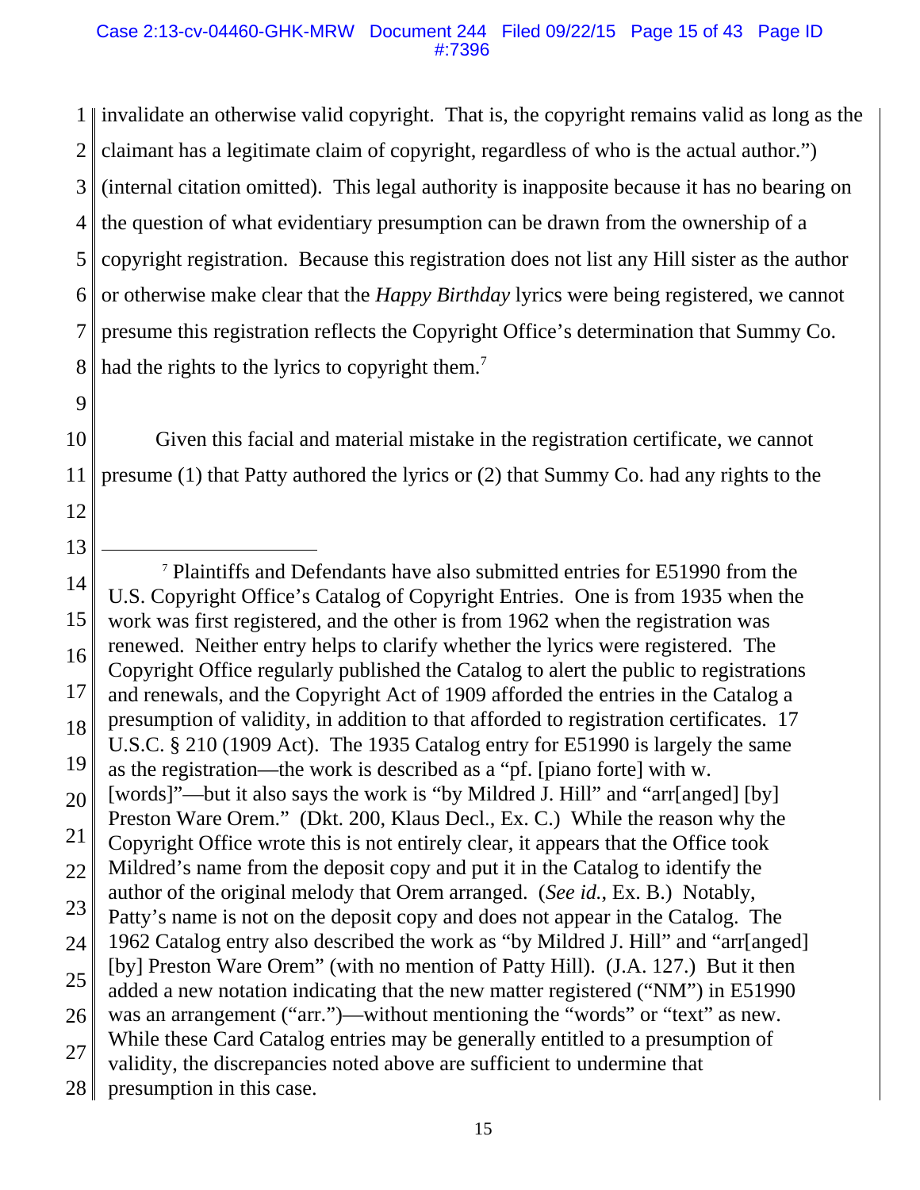invalidate an otherwise valid copyright. That is, the copyright remains valid as long as the claimant has a legitimate claim of copyright, regardless of who is the actual author.") (internal citation omitted). This legal authority is inapposite because it has no bearing on the question of what evidentiary presumption can be drawn from the ownership of a copyright registration. Because this registration does not list any Hill sister as the author or otherwise make clear that the *Happy Birthday* lyrics were being registered, we cannot presume this registration reflects the Copyright Office's determination that Summy Co. had the rights to the lyrics to copyright them.[7]

Given this facial and material mistake in the registration certificate, we cannot presume (1) that Patty authored the lyrics or (2) that Summy Co. had any rights to the

---

[7] Plaintiffs and Defendants have also submitted entries for E51990 from the U.S. Copyright Office's Catalog of Copyright Entries. One is from 1935 when the work was first registered, and the other is from 1962 when the registration was renewed. Neither entry helps to clarify whether the lyrics were registered. The Copyright Office regularly published the Catalog to alert the public to registrations and renewals, and the Copyright Act of 1909 afforded the entries in the Catalog a presumption of validity, in addition to that afforded to registration certificates. 17 U.S.C. § 210 (1909 Act). The 1935 Catalog entry for E51990 is largely the same as the registration—the work is described as a "pf. [piano forte] with w. [words]"—but it also says the work is "by Mildred J. Hill" and "arr[anged] [by] Preston Ware Orem." (Dkt. 200, Klaus Decl., Ex. C.) While the reason why the Copyright Office wrote this is not entirely clear, it appears that the Office took Mildred's name from the deposit copy and put it in the Catalog to identify the author of the original melody that Orem arranged. (*See id.*, Ex. B.) Notably, Patty's name is not on the deposit copy and does not appear in the Catalog. The 1962 Catalog entry also described the work as "by Mildred J. Hill" and "arr[anged] [by] Preston Ware Orem" (with no mention of Patty Hill). (J.A. 127.) But it then added a new notation indicating that the new matter registered ("NM") in E51990 was an arrangement ("arr.")—without mentioning the "words" or "text" as new. While these Card Catalog entries may be generally entitled to a presumption of validity, the discrepancies noted above are sufficient to undermine that presumption in this case.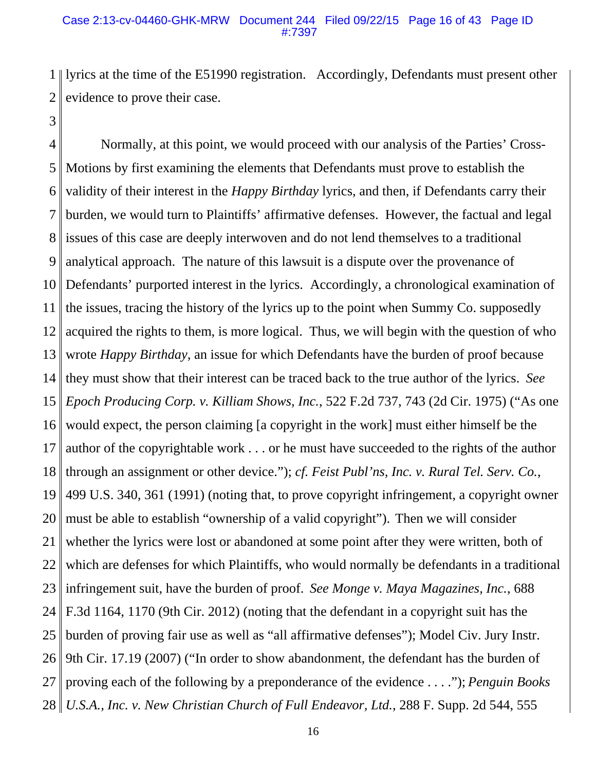lyrics at the time of the E51990 registration. Accordingly, Defendants must present other evidence to prove their case.

Normally, at this point, we would proceed with our analysis of the Parties' Cross-Motions by first examining the elements that Defendants must prove to establish the validity of their interest in the *Happy Birthday* lyrics, and then, if Defendants carry their burden, we would turn to Plaintiffs' affirmative defenses. However, the factual and legal issues of this case are deeply interwoven and do not lend themselves to a traditional analytical approach. The nature of this lawsuit is a dispute over the provenance of Defendants' purported interest in the lyrics. Accordingly, a chronological examination of the issues, tracing the history of the lyrics up to the point when Summy Co. supposedly acquired the rights to them, is more logical. Thus, we will begin with the question of who wrote *Happy Birthday*, an issue for which Defendants have the burden of proof because they must show that their interest can be traced back to the true author of the lyrics. *See Epoch Producing Corp. v. Killiam Shows, Inc.*, 522 F.2d 737, 743 (2d Cir. 1975) ("As one would expect, the person claiming [a copyright in the work] must either himself be the author of the copyrightable work . . . or he must have succeeded to the rights of the author through an assignment or other device."); *cf. Feist Publ'ns, Inc. v. Rural Tel. Serv. Co.*, 499 U.S. 340, 361 (1991) (noting that, to prove copyright infringement, a copyright owner must be able to establish "ownership of a valid copyright"). Then we will consider whether the lyrics were lost or abandoned at some point after they were written, both of which are defenses for which Plaintiffs, who would normally be defendants in a traditional infringement suit, have the burden of proof. *See Monge v. Maya Magazines, Inc.*, 688 F.3d 1164, 1170 (9th Cir. 2012) (noting that the defendant in a copyright suit has the burden of proving fair use as well as "all affirmative defenses"); Model Civ. Jury Instr. 9th Cir. 17.19 (2007) ("In order to show abandonment, the defendant has the burden of proving each of the following by a preponderance of the evidence . . . ."); *Penguin Books U.S.A., Inc. v. New Christian Church of Full Endeavor, Ltd.*, 288 F. Supp. 2d 544, 555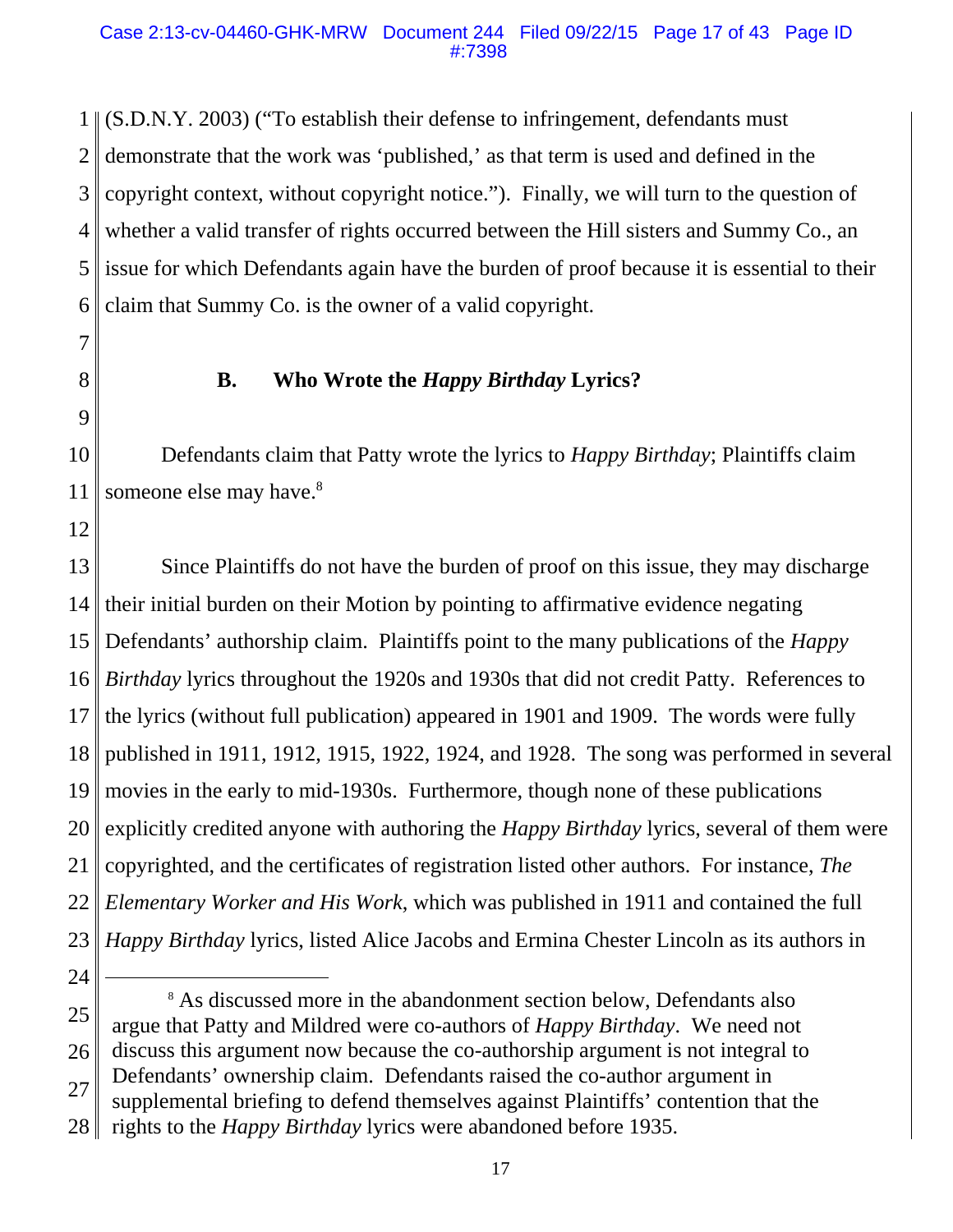(S.D.N.Y. 2003) ("To establish their defense to infringement, defendants must demonstrate that the work was 'published,' as that term is used and defined in the copyright context, without copyright notice."). Finally, we will turn to the question of whether a valid transfer of rights occurred between the Hill sisters and Summy Co., an issue for which Defendants again have the burden of proof because it is essential to their claim that Summy Co. is the owner of a valid copyright.

### B. Who Wrote the *Happy Birthday* Lyrics?

Defendants claim that Patty wrote the lyrics to *Happy Birthday*; Plaintiffs claim someone else may have.[8]

Since Plaintiffs do not have the burden of proof on this issue, they may discharge their initial burden on their Motion by pointing to affirmative evidence negating Defendants' authorship claim. Plaintiffs point to the many publications of the *Happy Birthday* lyrics throughout the 1920s and 1930s that did not credit Patty. References to the lyrics (without full publication) appeared in 1901 and 1909. The words were fully published in 1911, 1912, 1915, 1922, 1924, and 1928. The song was performed in several movies in the early to mid-1930s. Furthermore, though none of these publications explicitly credited anyone with authoring the *Happy Birthday* lyrics, several of them were copyrighted, and the certificates of registration listed other authors. For instance, *The Elementary Worker and His Work*, which was published in 1911 and contained the full *Happy Birthday* lyrics, listed Alice Jacobs and Ermina Chester Lincoln as its authors in

---

[8] As discussed more in the abandonment section below, Defendants also argue that Patty and Mildred were co-authors of *Happy Birthday*. We need not discuss this argument now because the co-authorship argument is not integral to Defendants' ownership claim. Defendants raised the co-author argument in supplemental briefing to defend themselves against Plaintiffs' contention that the rights to the *Happy Birthday* lyrics were abandoned before 1935.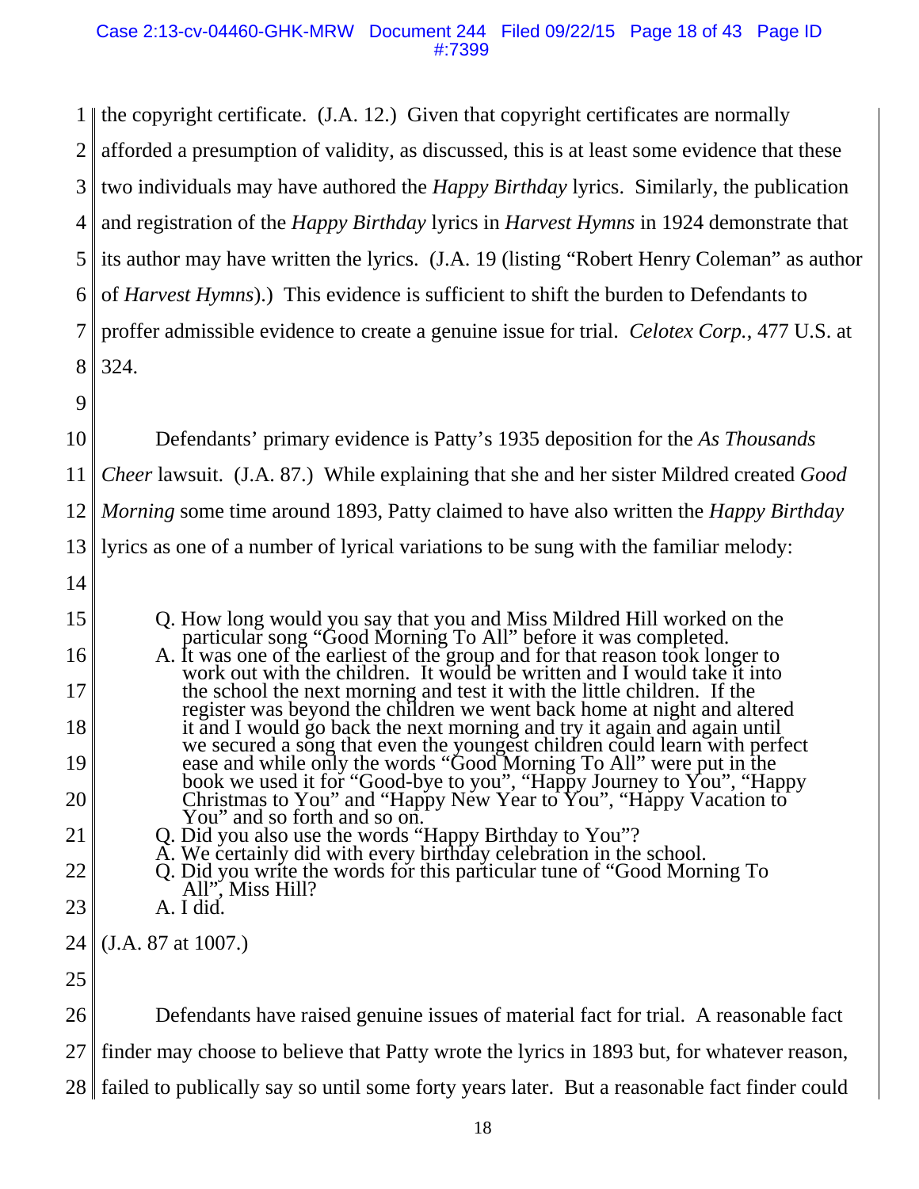the copyright certificate. (J.A. 12.) Given that copyright certificates are normally afforded a presumption of validity, as discussed, this is at least some evidence that these two individuals may have authored the *Happy Birthday* lyrics. Similarly, the publication and registration of the *Happy Birthday* lyrics in *Harvest Hymns* in 1924 demonstrate that its author may have written the lyrics. (J.A. 19 (listing "Robert Henry Coleman" as author of *Harvest Hymns*).) This evidence is sufficient to shift the burden to Defendants to proffer admissible evidence to create a genuine issue for trial. *Celotex Corp.*, 477 U.S. at 324.

Defendants' primary evidence is Patty's 1935 deposition for the *As Thousands Cheer* lawsuit. (J.A. 87.) While explaining that she and her sister Mildred created *Good Morning* some time around 1893, Patty claimed to have also written the *Happy Birthday* lyrics as one of a number of lyrical variations to be sung with the familiar melody:

> Q. How long would you say that you and Miss Mildred Hill worked on the particular song "Good Morning To All" before it was completed.
> A. It was one of the earliest of the group and for that reason took longer to work out with the children. It would be written and I would take it into the school the next morning and test it with the little children. If the register was beyond the children we went back home at night and altered it and I would go back the next morning and try it again and again until we secured a song that even the youngest children could learn with perfect ease and while only the words "Good Morning To All" were put in the book we used it for "Good-bye to you", "Happy Journey to You", "Happy Christmas to You" and "Happy New Year to You", "Happy Vacation to You" and so forth and so on.
> Q. Did you also use the words "Happy Birthday to You"?
> A. We certainly did with every birthday celebration in the school.
> Q. Did you write the words for this particular tune of "Good Morning To All", Miss Hill?
> A. I did.

(J.A. 87 at 1007.)

Defendants have raised genuine issues of material fact for trial. A reasonable fact finder may choose to believe that Patty wrote the lyrics in 1893 but, for whatever reason, failed to publically say so until some forty years later. But a reasonable fact finder could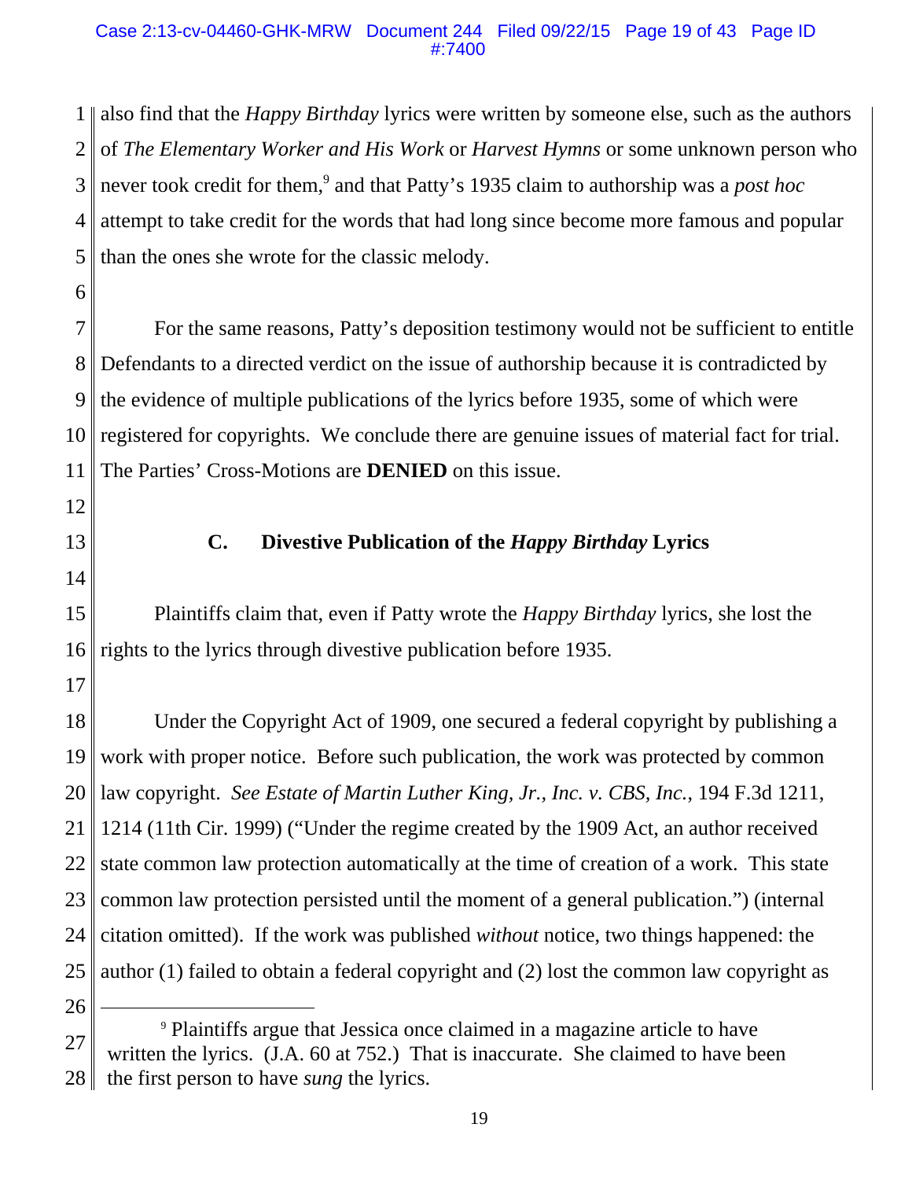also find that the *Happy Birthday* lyrics were written by someone else, such as the authors of *The Elementary Worker and His Work* or *Harvest Hymns* or some unknown person who never took credit for them,[9] and that Patty's 1935 claim to authorship was a *post hoc* attempt to take credit for the words that had long since become more famous and popular than the ones she wrote for the classic melody.

For the same reasons, Patty's deposition testimony would not be sufficient to entitle Defendants to a directed verdict on the issue of authorship because it is contradicted by the evidence of multiple publications of the lyrics before 1935, some of which were registered for copyrights. We conclude there are genuine issues of material fact for trial. The Parties' Cross-Motions are **DENIED** on this issue.

### C. Divestive Publication of the *Happy Birthday* Lyrics

Plaintiffs claim that, even if Patty wrote the *Happy Birthday* lyrics, she lost the rights to the lyrics through divestive publication before 1935.

Under the Copyright Act of 1909, one secured a federal copyright by publishing a work with proper notice. Before such publication, the work was protected by common law copyright. *See Estate of Martin Luther King, Jr., Inc. v. CBS, Inc.*, 194 F.3d 1211, 1214 (11th Cir. 1999) ("Under the regime created by the 1909 Act, an author received state common law protection automatically at the time of creation of a work. This state common law protection persisted until the moment of a general publication.") (internal citation omitted). If the work was published *without* notice, two things happened: the author (1) failed to obtain a federal copyright and (2) lost the common law copyright as

---

[9] Plaintiffs argue that Jessica once claimed in a magazine article to have written the lyrics. (J.A. 60 at 752.) That is inaccurate. She claimed to have been the first person to have *sung* the lyrics.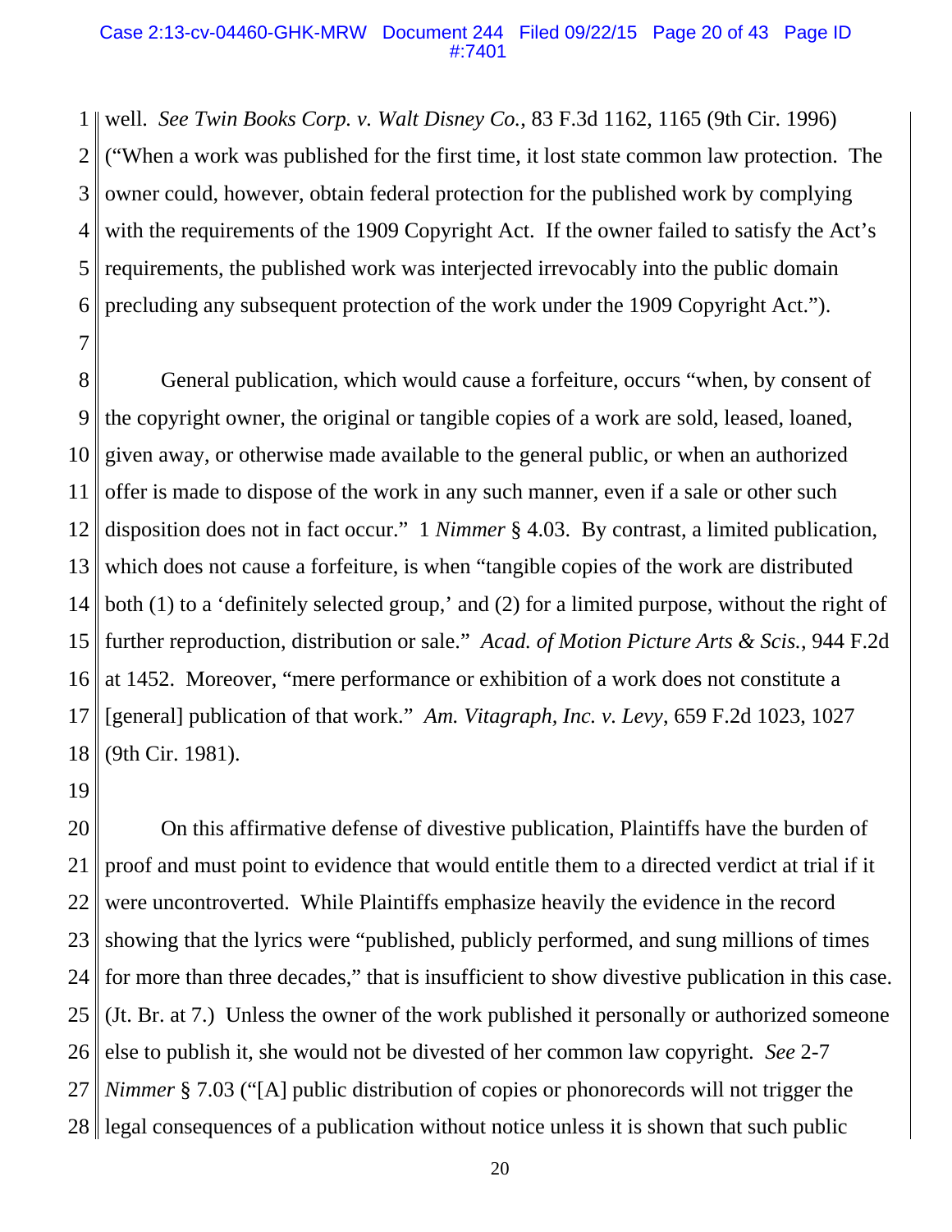well. *See Twin Books Corp. v. Walt Disney Co.*, 83 F.3d 1162, 1165 (9th Cir. 1996) ("When a work was published for the first time, it lost state common law protection. The owner could, however, obtain federal protection for the published work by complying with the requirements of the 1909 Copyright Act. If the owner failed to satisfy the Act's requirements, the published work was interjected irrevocably into the public domain precluding any subsequent protection of the work under the 1909 Copyright Act.").

General publication, which would cause a forfeiture, occurs "when, by consent of the copyright owner, the original or tangible copies of a work are sold, leased, loaned, given away, or otherwise made available to the general public, or when an authorized offer is made to dispose of the work in any such manner, even if a sale or other such disposition does not in fact occur." 1 *Nimmer* § 4.03. By contrast, a limited publication, which does not cause a forfeiture, is when "tangible copies of the work are distributed both (1) to a 'definitely selected group,' and (2) for a limited purpose, without the right of further reproduction, distribution or sale." *Acad. of Motion Picture Arts & Scis.*, 944 F.2d at 1452. Moreover, "mere performance or exhibition of a work does not constitute a [general] publication of that work." *Am. Vitagraph, Inc. v. Levy*, 659 F.2d 1023, 1027 (9th Cir. 1981).

On this affirmative defense of divestive publication, Plaintiffs have the burden of proof and must point to evidence that would entitle them to a directed verdict at trial if it were uncontroverted. While Plaintiffs emphasize heavily the evidence in the record showing that the lyrics were "published, publicly performed, and sung millions of times for more than three decades," that is insufficient to show divestive publication in this case. (Jt. Br. at 7.) Unless the owner of the work published it personally or authorized someone else to publish it, she would not be divested of her common law copyright. *See* 2-7 *Nimmer* § 7.03 ("[A] public distribution of copies or phonorecords will not trigger the legal consequences of a publication without notice unless it is shown that such public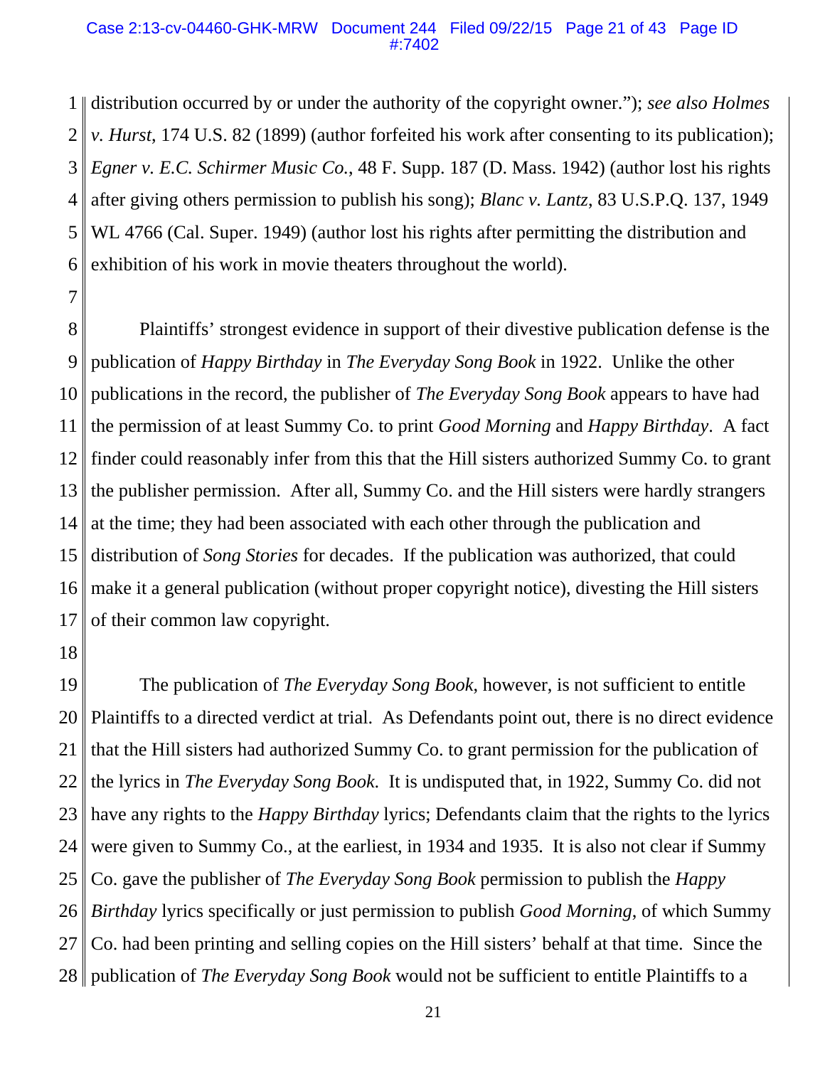distribution occurred by or under the authority of the copyright owner."); *see also Holmes v. Hurst*, 174 U.S. 82 (1899) (author forfeited his work after consenting to its publication); *Egner v. E.C. Schirmer Music Co.*, 48 F. Supp. 187 (D. Mass. 1942) (author lost his rights after giving others permission to publish his song); *Blanc v. Lantz*, 83 U.S.P.Q. 137, 1949 WL 4766 (Cal. Super. 1949) (author lost his rights after permitting the distribution and exhibition of his work in movie theaters throughout the world).

Plaintiffs' strongest evidence in support of their divestive publication defense is the publication of *Happy Birthday* in *The Everyday Song Book* in 1922. Unlike the other publications in the record, the publisher of *The Everyday Song Book* appears to have had the permission of at least Summy Co. to print *Good Morning* and *Happy Birthday*. A fact finder could reasonably infer from this that the Hill sisters authorized Summy Co. to grant the publisher permission. After all, Summy Co. and the Hill sisters were hardly strangers at the time; they had been associated with each other through the publication and distribution of *Song Stories* for decades. If the publication was authorized, that could make it a general publication (without proper copyright notice), divesting the Hill sisters of their common law copyright.

The publication of *The Everyday Song Book*, however, is not sufficient to entitle Plaintiffs to a directed verdict at trial. As Defendants point out, there is no direct evidence that the Hill sisters had authorized Summy Co. to grant permission for the publication of the lyrics in *The Everyday Song Book*. It is undisputed that, in 1922, Summy Co. did not have any rights to the *Happy Birthday* lyrics; Defendants claim that the rights to the lyrics were given to Summy Co., at the earliest, in 1934 and 1935. It is also not clear if Summy Co. gave the publisher of *The Everyday Song Book* permission to publish the *Happy Birthday* lyrics specifically or just permission to publish *Good Morning*, of which Summy Co. had been printing and selling copies on the Hill sisters' behalf at that time. Since the publication of *The Everyday Song Book* would not be sufficient to entitle Plaintiffs to a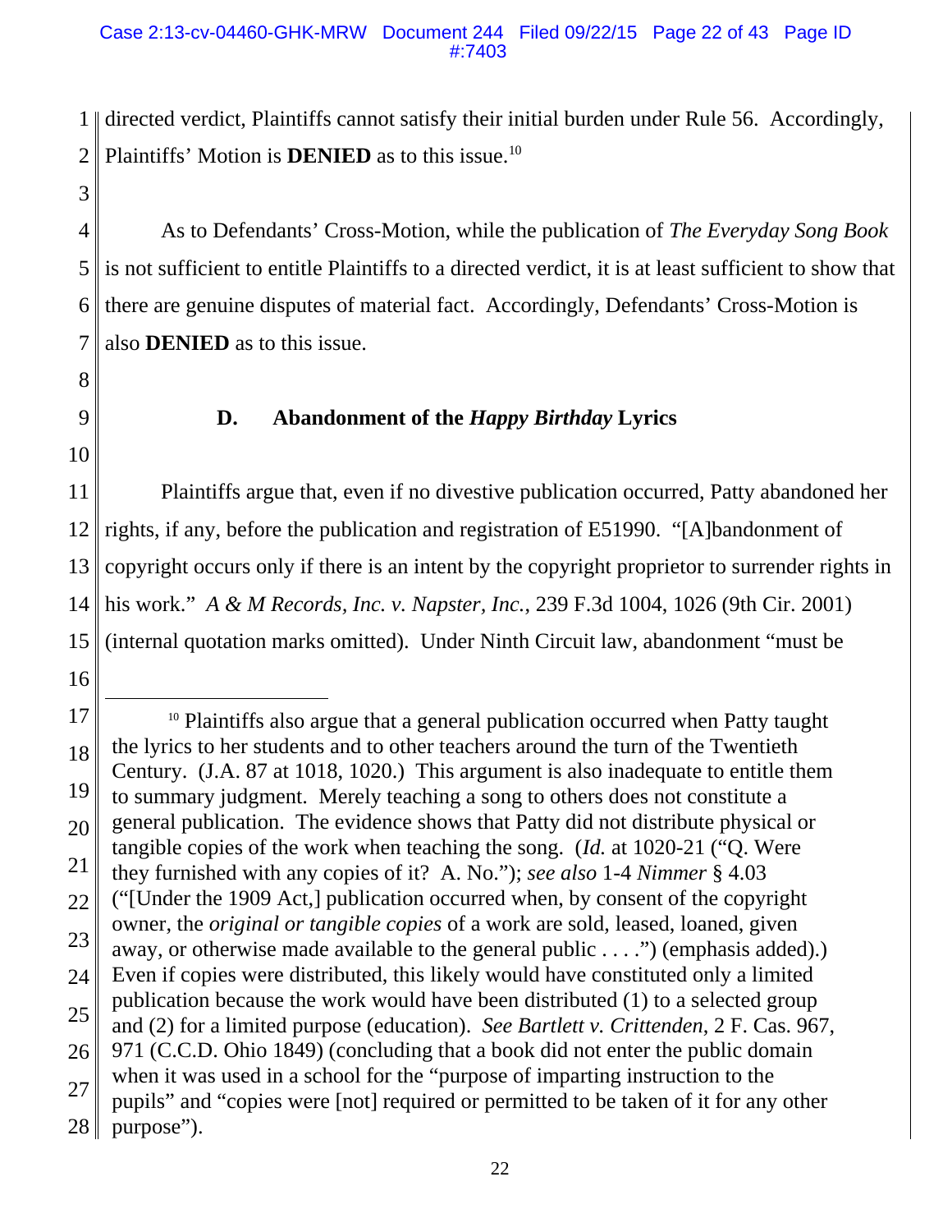directed verdict, Plaintiffs cannot satisfy their initial burden under Rule 56. Accordingly, Plaintiffs' Motion is **DENIED** as to this issue.[10]

As to Defendants' Cross-Motion, while the publication of *The Everyday Song Book* is not sufficient to entitle Plaintiffs to a directed verdict, it is at least sufficient to show that there are genuine disputes of material fact. Accordingly, Defendants' Cross-Motion is also **DENIED** as to this issue.

### D. Abandonment of the *Happy Birthday* Lyrics

Plaintiffs argue that, even if no divestive publication occurred, Patty abandoned her rights, if any, before the publication and registration of E51990. "[A]bandonment of copyright occurs only if there is an intent by the copyright proprietor to surrender rights in his work." *A & M Records, Inc. v. Napster, Inc.*, 239 F.3d 1004, 1026 (9th Cir. 2001) (internal quotation marks omitted). Under Ninth Circuit law, abandonment "must be

---

[10] Plaintiffs also argue that a general publication occurred when Patty taught the lyrics to her students and to other teachers around the turn of the Twentieth Century. (J.A. 87 at 1018, 1020.) This argument is also inadequate to entitle them to summary judgment. Merely teaching a song to others does not constitute a general publication. The evidence shows that Patty did not distribute physical or tangible copies of the work when teaching the song. (*Id.* at 1020-21 ("Q. Were they furnished with any copies of it? A. No."); *see also* 1-4 *Nimmer* § 4.03 ("[Under the 1909 Act,] publication occurred when, by consent of the copyright owner, the *original or tangible copies* of a work are sold, leased, loaned, given away, or otherwise made available to the general public . . . .") (emphasis added).) Even if copies were distributed, this likely would have constituted only a limited publication because the work would have been distributed (1) to a selected group and (2) for a limited purpose (education). *See Bartlett v. Crittenden*, 2 F. Cas. 967, 971 (C.C.D. Ohio 1849) (concluding that a book did not enter the public domain when it was used in a school for the "purpose of imparting instruction to the pupils" and "copies were [not] required or permitted to be taken of it for any other purpose").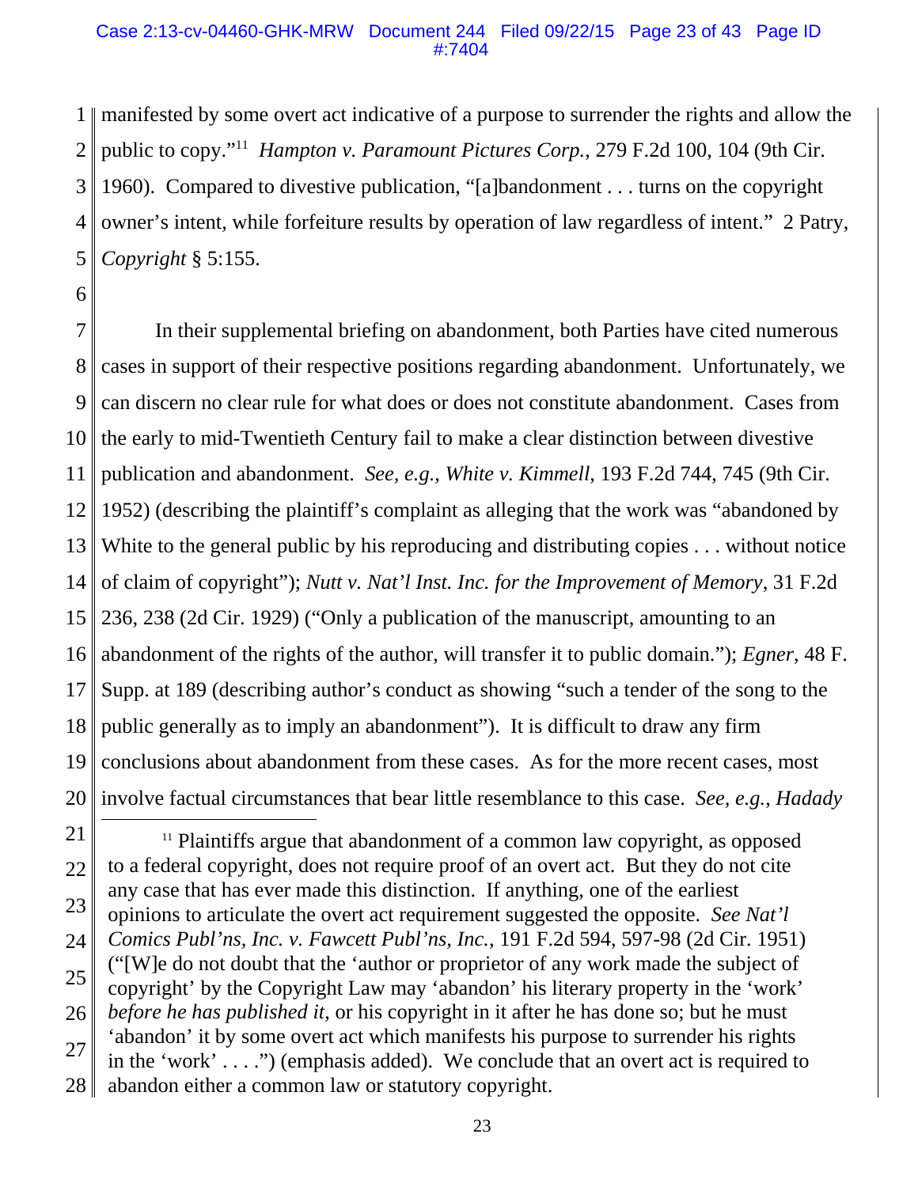manifested by some overt act indicative of a purpose to surrender the rights and allow the public to copy."[11] *Hampton v. Paramount Pictures Corp.*, 279 F.2d 100, 104 (9th Cir. 1960). Compared to divestive publication, "[a]bandonment . . . turns on the copyright owner's intent, while forfeiture results by operation of law regardless of intent." 2 Patry, *Copyright* § 5:155.

In their supplemental briefing on abandonment, both Parties have cited numerous cases in support of their respective positions regarding abandonment. Unfortunately, we can discern no clear rule for what does or does not constitute abandonment. Cases from the early to mid-Twentieth Century fail to make a clear distinction between divestive publication and abandonment. *See, e.g.*, *White v. Kimmell*, 193 F.2d 744, 745 (9th Cir. 1952) (describing the plaintiff's complaint as alleging that the work was "abandoned by White to the general public by his reproducing and distributing copies . . . without notice of claim of copyright"); *Nutt v. Nat'l Inst. Inc. for the Improvement of Memory*, 31 F.2d 236, 238 (2d Cir. 1929) ("Only a publication of the manuscript, amounting to an abandonment of the rights of the author, will transfer it to public domain."); *Egner*, 48 F. Supp. at 189 (describing author's conduct as showing "such a tender of the song to the public generally as to imply an abandonment"). It is difficult to draw any firm conclusions about abandonment from these cases. As for the more recent cases, most involve factual circumstances that bear little resemblance to this case. *See, e.g.*, *Hadady*

[11] Plaintiffs argue that abandonment of a common law copyright, as opposed to a federal copyright, does not require proof of an overt act. But they do not cite any case that has ever made this distinction. If anything, one of the earliest opinions to articulate the overt act requirement suggested the opposite. *See Nat'l Comics Publ'ns, Inc. v. Fawcett Publ'ns, Inc.*, 191 F.2d 594, 597-98 (2d Cir. 1951) ("[W]e do not doubt that the 'author or proprietor of any work made the subject of copyright' by the Copyright Law may 'abandon' his literary property in the 'work' *before he has published it*, or his copyright in it after he has done so; but he must 'abandon' it by some overt act which manifests his purpose to surrender his rights in the 'work' . . . .") (emphasis added). We conclude that an overt act is required to abandon either a common law or statutory copyright.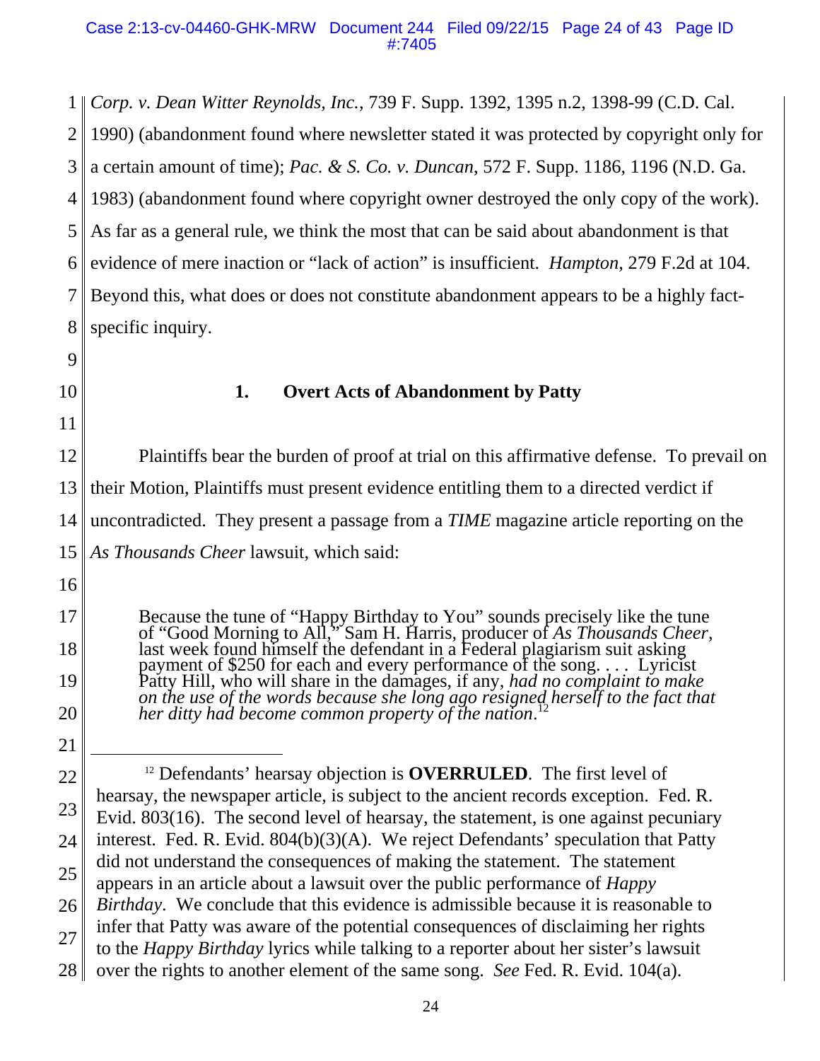*Corp. v. Dean Witter Reynolds, Inc.*, 739 F. Supp. 1392, 1395 n.2, 1398-99 (C.D. Cal. 1990) (abandonment found where newsletter stated it was protected by copyright only for a certain amount of time); *Pac. & S. Co. v. Duncan*, 572 F. Supp. 1186, 1196 (N.D. Ga. 1983) (abandonment found where copyright owner destroyed the only copy of the work). As far as a general rule, we think the most that can be said about abandonment is that evidence of mere inaction or "lack of action" is insufficient. *Hampton*, 279 F.2d at 104. Beyond this, what does or does not constitute abandonment appears to be a highly fact-specific inquiry.

### 1. Overt Acts of Abandonment by Patty

Plaintiffs bear the burden of proof at trial on this affirmative defense. To prevail on their Motion, Plaintiffs must present evidence entitling them to a directed verdict if uncontradicted. They present a passage from a *TIME* magazine article reporting on the *As Thousands Cheer* lawsuit, which said:

> Because the tune of "Happy Birthday to You" sounds precisely like the tune of "Good Morning to All," Sam H. Harris, producer of *As Thousands Cheer*, last week found himself the defendant in a Federal plagiarism suit asking payment of $250 for each and every performance of the song. . . . Lyricist Patty Hill, who will share in the damages, if any, *had no complaint to make on the use of the words because she long ago resigned herself to the fact that her ditty had become common property of the nation*.[12]

---

[12] Defendants' hearsay objection is **OVERRULED**. The first level of hearsay, the newspaper article, is subject to the ancient records exception. Fed. R. Evid. 803(16). The second level of hearsay, the statement, is one against pecuniary interest. Fed. R. Evid. 804(b)(3)(A). We reject Defendants' speculation that Patty did not understand the consequences of making the statement. The statement appears in an article about a lawsuit over the public performance of *Happy Birthday*. We conclude that this evidence is admissible because it is reasonable to infer that Patty was aware of the potential consequences of disclaiming her rights to the *Happy Birthday* lyrics while talking to a reporter about her sister's lawsuit over the rights to another element of the same song. *See* Fed. R. Evid. 104(a).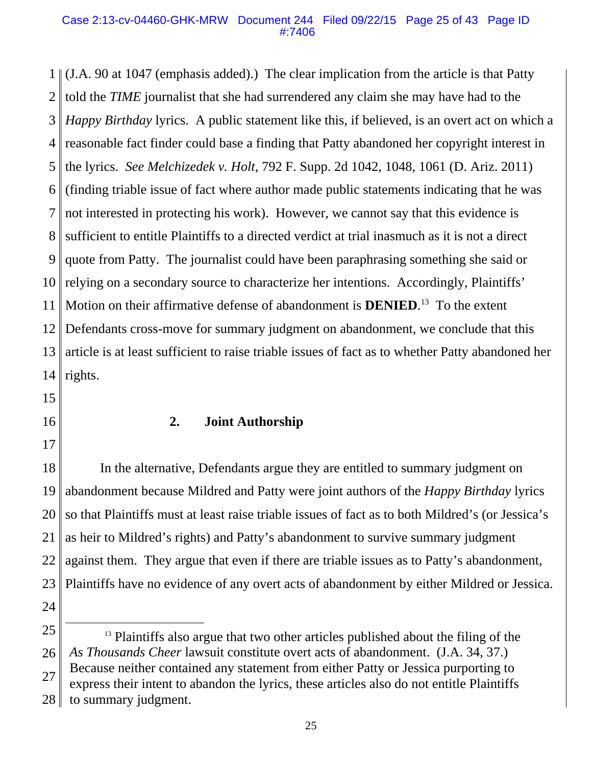(J.A. 90 at 1047 (emphasis added).) The clear implication from the article is that Patty told the *TIME* journalist that she had surrendered any claim she may have had to the *Happy Birthday* lyrics. A public statement like this, if believed, is an overt act on which a reasonable fact finder could base a finding that Patty abandoned her copyright interest in the lyrics. *See Melchizedek v. Holt*, 792 F. Supp. 2d 1042, 1048, 1061 (D. Ariz. 2011) (finding triable issue of fact where author made public statements indicating that he was not interested in protecting his work). However, we cannot say that this evidence is sufficient to entitle Plaintiffs to a directed verdict at trial inasmuch as it is not a direct quote from Patty. The journalist could have been paraphrasing something she said or relying on a secondary source to characterize her intentions. Accordingly, Plaintiffs' Motion on their affirmative defense of abandonment is **DENIED**.[13] To the extent Defendants cross-move for summary judgment on abandonment, we conclude that this article is at least sufficient to raise triable issues of fact as to whether Patty abandoned her rights.

### 2. Joint Authorship

In the alternative, Defendants argue they are entitled to summary judgment on abandonment because Mildred and Patty were joint authors of the *Happy Birthday* lyrics so that Plaintiffs must at least raise triable issues of fact as to both Mildred's (or Jessica's as heir to Mildred's rights) and Patty's abandonment to survive summary judgment against them. They argue that even if there are triable issues as to Patty's abandonment, Plaintiffs have no evidence of any overt acts of abandonment by either Mildred or Jessica.

---

[13] Plaintiffs also argue that two other articles published about the filing of the *As Thousands Cheer* lawsuit constitute overt acts of abandonment. (J.A. 34, 37.) Because neither contained any statement from either Patty or Jessica purporting to express their intent to abandon the lyrics, these articles also do not entitle Plaintiffs to summary judgment.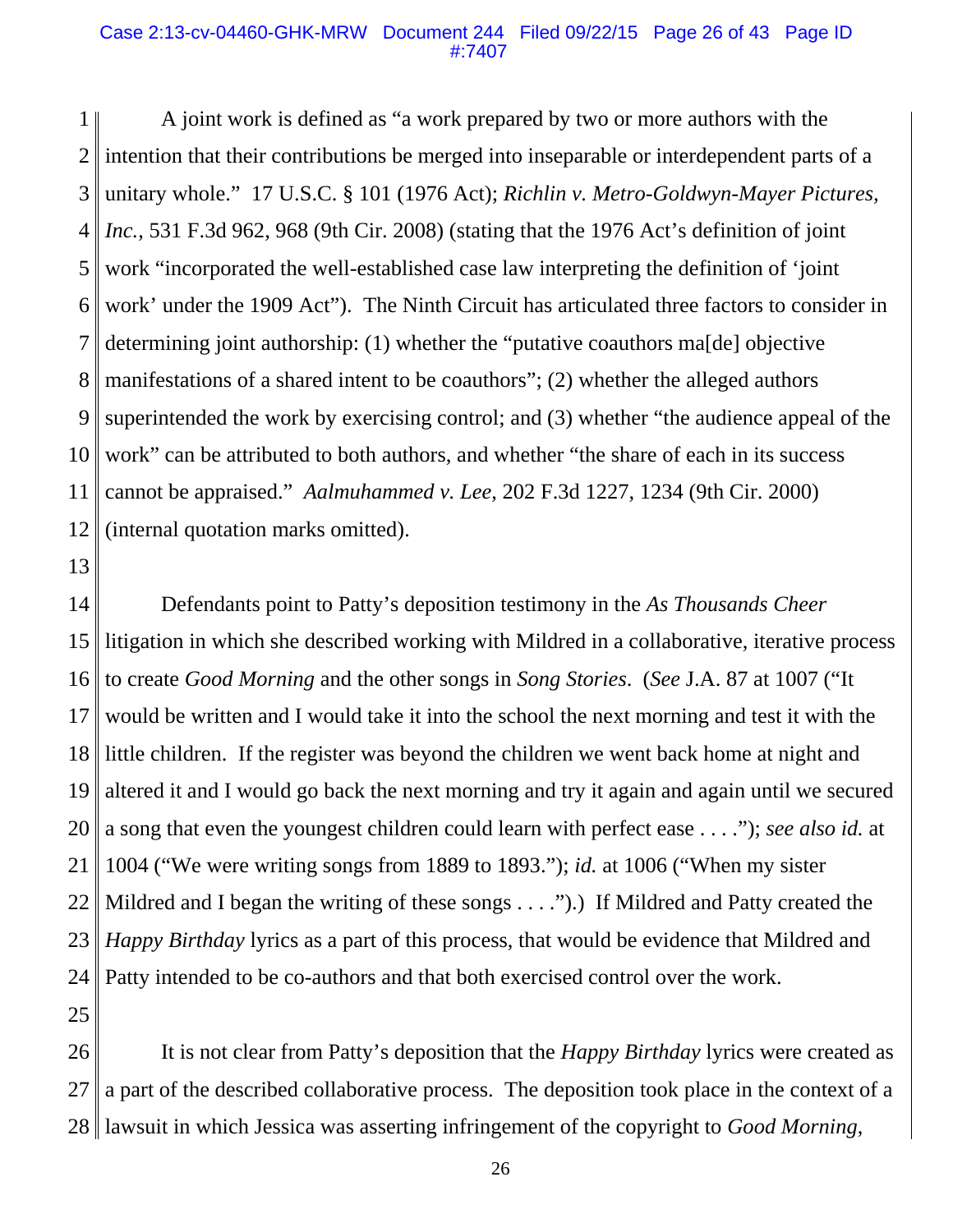A joint work is defined as "a work prepared by two or more authors with the intention that their contributions be merged into inseparable or interdependent parts of a unitary whole." 17 U.S.C. § 101 (1976 Act); *Richlin v. Metro-Goldwyn-Mayer Pictures, Inc.*, 531 F.3d 962, 968 (9th Cir. 2008) (stating that the 1976 Act's definition of joint work "incorporated the well-established case law interpreting the definition of 'joint work' under the 1909 Act"). The Ninth Circuit has articulated three factors to consider in determining joint authorship: (1) whether the "putative coauthors ma[de] objective manifestations of a shared intent to be coauthors"; (2) whether the alleged authors superintended the work by exercising control; and (3) whether "the audience appeal of the work" can be attributed to both authors, and whether "the share of each in its success cannot be appraised." *Aalmuhammed v. Lee*, 202 F.3d 1227, 1234 (9th Cir. 2000) (internal quotation marks omitted).

Defendants point to Patty's deposition testimony in the *As Thousands Cheer* litigation in which she described working with Mildred in a collaborative, iterative process to create *Good Morning* and the other songs in *Song Stories*. (*See* J.A. 87 at 1007 ("It would be written and I would take it into the school the next morning and test it with the little children. If the register was beyond the children we went back home at night and altered it and I would go back the next morning and try it again and again until we secured a song that even the youngest children could learn with perfect ease . . . ."); *see also id.* at 1004 ("We were writing songs from 1889 to 1893."); *id.* at 1006 ("When my sister Mildred and I began the writing of these songs . . . .").) If Mildred and Patty created the *Happy Birthday* lyrics as a part of this process, that would be evidence that Mildred and Patty intended to be co-authors and that both exercised control over the work.

It is not clear from Patty's deposition that the *Happy Birthday* lyrics were created as a part of the described collaborative process. The deposition took place in the context of a lawsuit in which Jessica was asserting infringement of the copyright to *Good Morning*,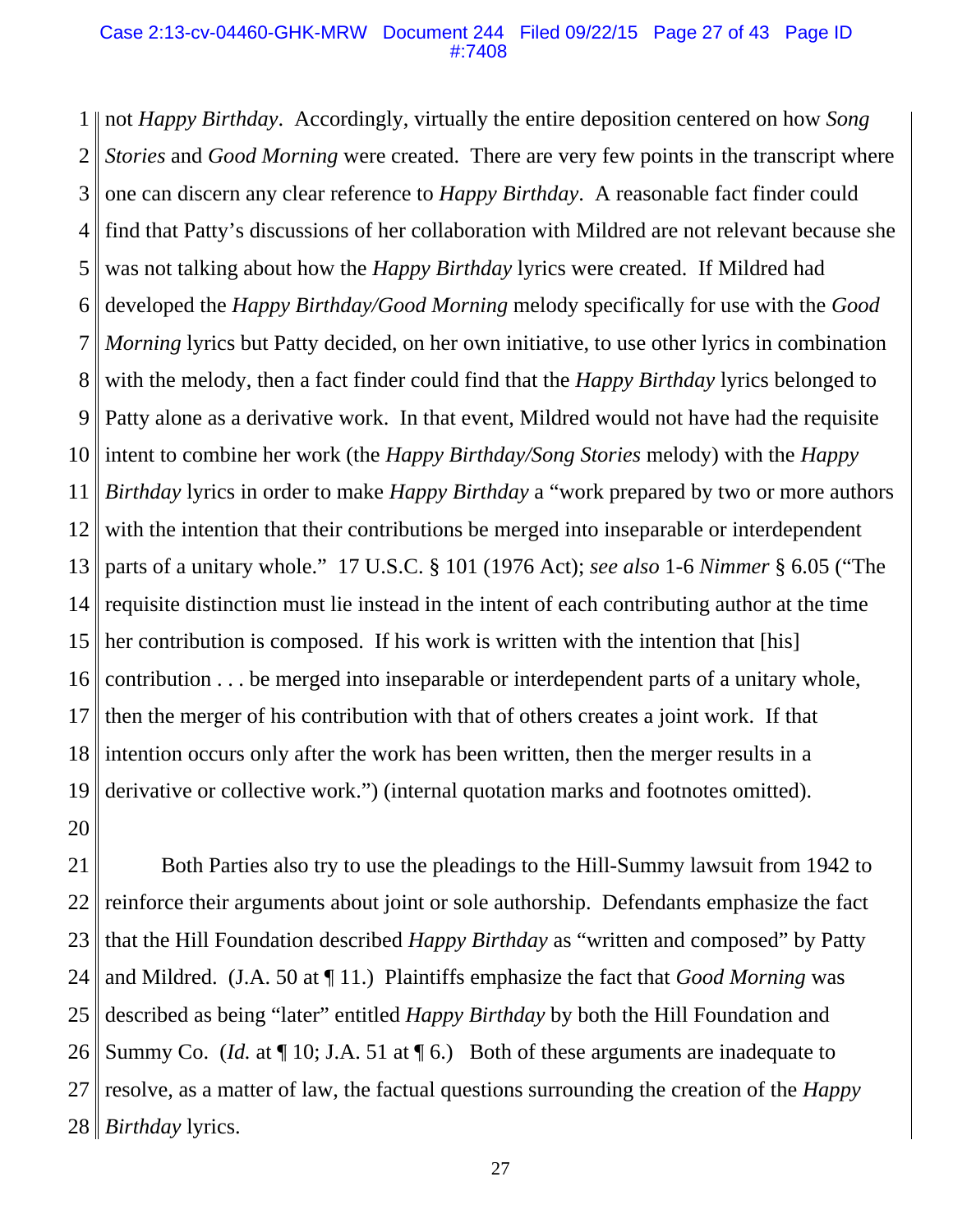not *Happy Birthday*. Accordingly, virtually the entire deposition centered on how *Song Stories* and *Good Morning* were created. There are very few points in the transcript where one can discern any clear reference to *Happy Birthday*. A reasonable fact finder could find that Patty's discussions of her collaboration with Mildred are not relevant because she was not talking about how the *Happy Birthday* lyrics were created. If Mildred had developed the *Happy Birthday/Good Morning* melody specifically for use with the *Good Morning* lyrics but Patty decided, on her own initiative, to use other lyrics in combination with the melody, then a fact finder could find that the *Happy Birthday* lyrics belonged to Patty alone as a derivative work. In that event, Mildred would not have had the requisite intent to combine her work (the *Happy Birthday/Song Stories* melody) with the *Happy Birthday* lyrics in order to make *Happy Birthday* a "work prepared by two or more authors with the intention that their contributions be merged into inseparable or interdependent parts of a unitary whole." 17 U.S.C. § 101 (1976 Act); *see also* 1-6 *Nimmer* § 6.05 ("The requisite distinction must lie instead in the intent of each contributing author at the time her contribution is composed. If his work is written with the intention that [his] contribution . . . be merged into inseparable or interdependent parts of a unitary whole, then the merger of his contribution with that of others creates a joint work. If that intention occurs only after the work has been written, then the merger results in a derivative or collective work.") (internal quotation marks and footnotes omitted).

Both Parties also try to use the pleadings to the Hill-Summy lawsuit from 1942 to reinforce their arguments about joint or sole authorship. Defendants emphasize the fact that the Hill Foundation described *Happy Birthday* as "written and composed" by Patty and Mildred. (J.A. 50 at ¶ 11.) Plaintiffs emphasize the fact that *Good Morning* was described as being "later" entitled *Happy Birthday* by both the Hill Foundation and Summy Co. (*Id.* at ¶ 10; J.A. 51 at ¶ 6.) Both of these arguments are inadequate to resolve, as a matter of law, the factual questions surrounding the creation of the *Happy Birthday* lyrics.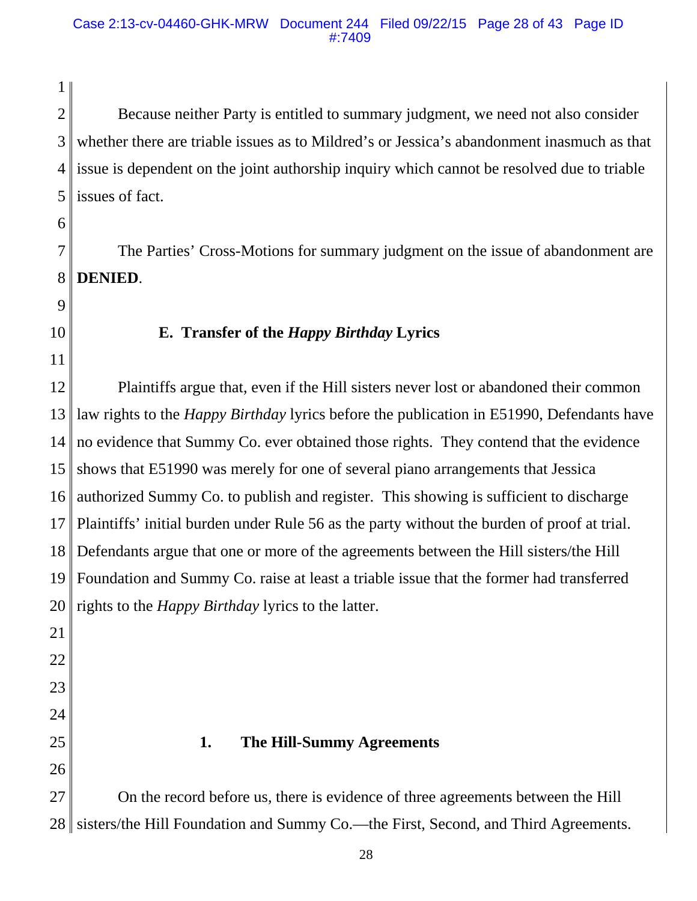Because neither Party is entitled to summary judgment, we need not also consider whether there are triable issues as to Mildred's or Jessica's abandonment inasmuch as that issue is dependent on the joint authorship inquiry which cannot be resolved due to triable issues of fact.

The Parties' Cross-Motions for summary judgment on the issue of abandonment are **DENIED**.

### E. Transfer of the *Happy Birthday* Lyrics

Plaintiffs argue that, even if the Hill sisters never lost or abandoned their common law rights to the *Happy Birthday* lyrics before the publication in E51990, Defendants have no evidence that Summy Co. ever obtained those rights. They contend that the evidence shows that E51990 was merely for one of several piano arrangements that Jessica authorized Summy Co. to publish and register. This showing is sufficient to discharge Plaintiffs' initial burden under Rule 56 as the party without the burden of proof at trial. Defendants argue that one or more of the agreements between the Hill sisters/the Hill Foundation and Summy Co. raise at least a triable issue that the former had transferred rights to the *Happy Birthday* lyrics to the latter.

#### 1. The Hill-Summy Agreements

On the record before us, there is evidence of three agreements between the Hill sisters/the Hill Foundation and Summy Co.—the First, Second, and Third Agreements.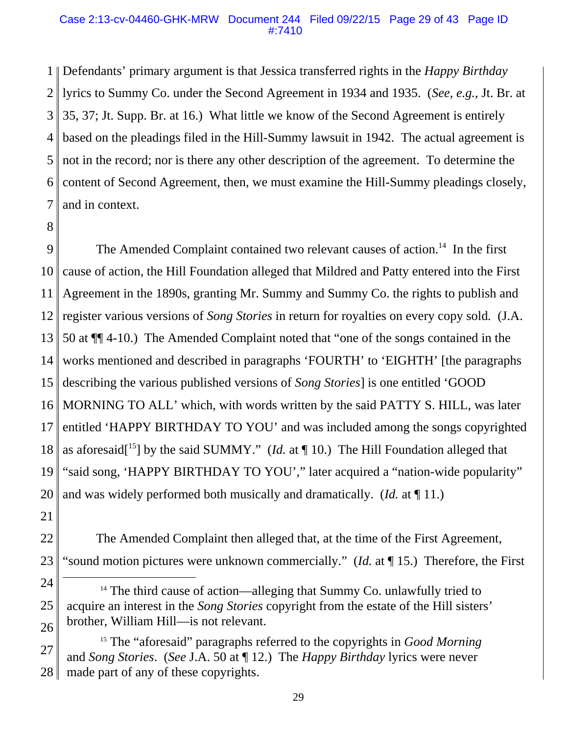Defendants' primary argument is that Jessica transferred rights in the *Happy Birthday* lyrics to Summy Co. under the Second Agreement in 1934 and 1935. (*See, e.g.*, Jt. Br. at 35, 37; Jt. Supp. Br. at 16.) What little we know of the Second Agreement is entirely based on the pleadings filed in the Hill-Summy lawsuit in 1942. The actual agreement is not in the record; nor is there any other description of the agreement. To determine the content of Second Agreement, then, we must examine the Hill-Summy pleadings closely, and in context.

The Amended Complaint contained two relevant causes of action.[14] In the first cause of action, the Hill Foundation alleged that Mildred and Patty entered into the First Agreement in the 1890s, granting Mr. Summy and Summy Co. the rights to publish and register various versions of *Song Stories* in return for royalties on every copy sold. (J.A. 50 at ¶¶ 4-10.) The Amended Complaint noted that "one of the songs contained in the works mentioned and described in paragraphs 'FOURTH' to 'EIGHTH' [the paragraphs describing the various published versions of *Song Stories*] is one entitled 'GOOD MORNING TO ALL' which, with words written by the said PATTY S. HILL, was later entitled 'HAPPY BIRTHDAY TO YOU' and was included among the songs copyrighted as aforesaid[[15]] by the said SUMMY." (*Id.* at ¶ 10.) The Hill Foundation alleged that "said song, 'HAPPY BIRTHDAY TO YOU'," later acquired a "nation-wide popularity" and was widely performed both musically and dramatically. (*Id.* at ¶ 11.)

The Amended Complaint then alleged that, at the time of the First Agreement, "sound motion pictures were unknown commercially." (*Id.* at ¶ 15.) Therefore, the First

[14] The third cause of action—alleging that Summy Co. unlawfully tried to acquire an interest in the *Song Stories* copyright from the estate of the Hill sisters' brother, William Hill—is not relevant.

[15] The "aforesaid" paragraphs referred to the copyrights in *Good Morning* and *Song Stories*. (*See* J.A. 50 at ¶ 12.) The *Happy Birthday* lyrics were never made part of any of these copyrights.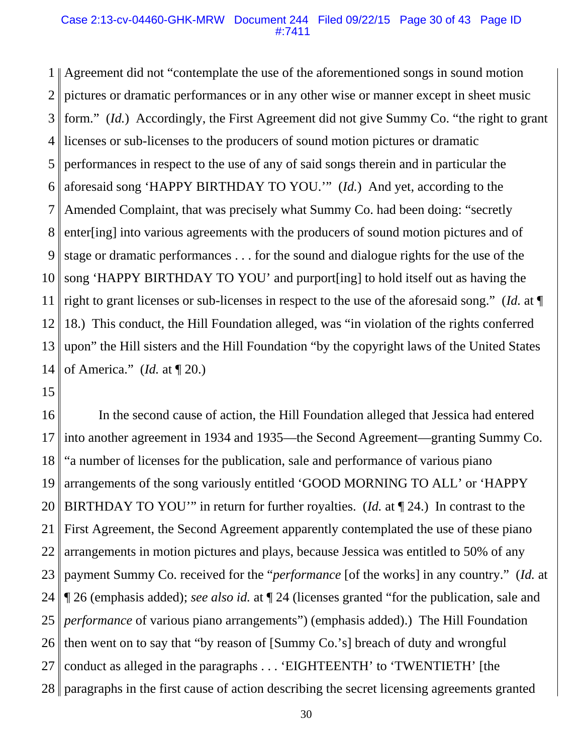Agreement did not "contemplate the use of the aforementioned songs in sound motion pictures or dramatic performances or in any other wise or manner except in sheet music form." (*Id.*) Accordingly, the First Agreement did not give Summy Co. "the right to grant licenses or sub-licenses to the producers of sound motion pictures or dramatic performances in respect to the use of any of said songs therein and in particular the aforesaid song 'HAPPY BIRTHDAY TO YOU.'" (*Id.*) And yet, according to the Amended Complaint, that was precisely what Summy Co. had been doing: "secretly enter[ing] into various agreements with the producers of sound motion pictures and of stage or dramatic performances . . . for the sound and dialogue rights for the use of the song 'HAPPY BIRTHDAY TO YOU' and purport[ing] to hold itself out as having the right to grant licenses or sub-licenses in respect to the use of the aforesaid song." (*Id.* at ¶ 18.) This conduct, the Hill Foundation alleged, was "in violation of the rights conferred upon" the Hill sisters and the Hill Foundation "by the copyright laws of the United States of America." (*Id.* at ¶ 20.)

In the second cause of action, the Hill Foundation alleged that Jessica had entered into another agreement in 1934 and 1935—the Second Agreement—granting Summy Co. "a number of licenses for the publication, sale and performance of various piano arrangements of the song variously entitled 'GOOD MORNING TO ALL' or 'HAPPY BIRTHDAY TO YOU'" in return for further royalties. (*Id.* at ¶ 24.) In contrast to the First Agreement, the Second Agreement apparently contemplated the use of these piano arrangements in motion pictures and plays, because Jessica was entitled to 50% of any payment Summy Co. received for the "*performance* [of the works] in any country." (*Id.* at ¶ 26 (emphasis added); *see also id.* at ¶ 24 (licenses granted "for the publication, sale and *performance* of various piano arrangements") (emphasis added).) The Hill Foundation then went on to say that "by reason of [Summy Co.'s] breach of duty and wrongful conduct as alleged in the paragraphs . . . 'EIGHTEENTH' to 'TWENTIETH' [the paragraphs in the first cause of action describing the secret licensing agreements granted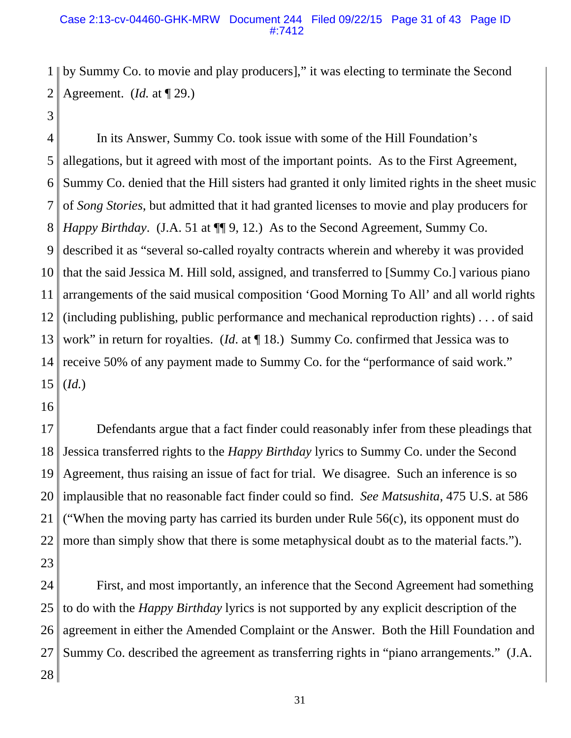by Summy Co. to movie and play producers]," it was electing to terminate the Second Agreement. (*Id.* at ¶ 29.)

In its Answer, Summy Co. took issue with some of the Hill Foundation's allegations, but it agreed with most of the important points. As to the First Agreement, Summy Co. denied that the Hill sisters had granted it only limited rights in the sheet music of *Song Stories*, but admitted that it had granted licenses to movie and play producers for *Happy Birthday*. (J.A. 51 at ¶¶ 9, 12.) As to the Second Agreement, Summy Co. described it as "several so-called royalty contracts wherein and whereby it was provided that the said Jessica M. Hill sold, assigned, and transferred to [Summy Co.] various piano arrangements of the said musical composition 'Good Morning To All' and all world rights (including publishing, public performance and mechanical reproduction rights) . . . of said work" in return for royalties. (*Id.* at ¶ 18.) Summy Co. confirmed that Jessica was to receive 50% of any payment made to Summy Co. for the "performance of said work." (*Id.*)

Defendants argue that a fact finder could reasonably infer from these pleadings that Jessica transferred rights to the *Happy Birthday* lyrics to Summy Co. under the Second Agreement, thus raising an issue of fact for trial. We disagree. Such an inference is so implausible that no reasonable fact finder could so find. *See Matsushita*, 475 U.S. at 586 ("When the moving party has carried its burden under Rule 56(c), its opponent must do more than simply show that there is some metaphysical doubt as to the material facts.").

First, and most importantly, an inference that the Second Agreement had something to do with the *Happy Birthday* lyrics is not supported by any explicit description of the agreement in either the Amended Complaint or the Answer. Both the Hill Foundation and Summy Co. described the agreement as transferring rights in "piano arrangements." (J.A.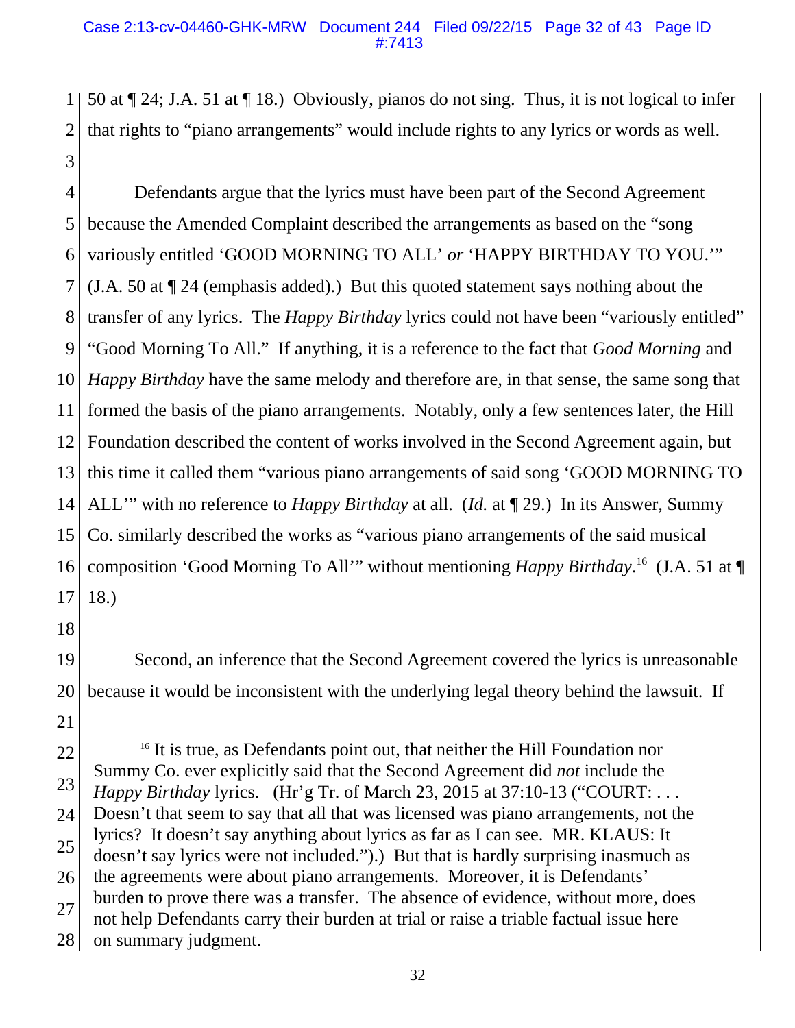50 at ¶ 24; J.A. 51 at ¶ 18.) Obviously, pianos do not sing. Thus, it is not logical to infer that rights to "piano arrangements" would include rights to any lyrics or words as well.

Defendants argue that the lyrics must have been part of the Second Agreement because the Amended Complaint described the arrangements as based on the "song variously entitled 'GOOD MORNING TO ALL' *or* 'HAPPY BIRTHDAY TO YOU.'" (J.A. 50 at ¶ 24 (emphasis added).) But this quoted statement says nothing about the transfer of any lyrics. The *Happy Birthday* lyrics could not have been "variously entitled" "Good Morning To All." If anything, it is a reference to the fact that *Good Morning* and *Happy Birthday* have the same melody and therefore are, in that sense, the same song that formed the basis of the piano arrangements. Notably, only a few sentences later, the Hill Foundation described the content of works involved in the Second Agreement again, but this time it called them "various piano arrangements of said song 'GOOD MORNING TO ALL'" with no reference to *Happy Birthday* at all. (*Id.* at ¶ 29.) In its Answer, Summy Co. similarly described the works as "various piano arrangements of the said musical composition 'Good Morning To All'" without mentioning *Happy Birthday*.[16] (J.A. 51 at ¶ 18.)

Second, an inference that the Second Agreement covered the lyrics is unreasonable because it would be inconsistent with the underlying legal theory behind the lawsuit. If

---

[16] It is true, as Defendants point out, that neither the Hill Foundation nor Summy Co. ever explicitly said that the Second Agreement did *not* include the *Happy Birthday* lyrics. (Hr'g Tr. of March 23, 2015 at 37:10-13 ("COURT: . . . Doesn't that seem to say that all that was licensed was piano arrangements, not the lyrics? It doesn't say anything about lyrics as far as I can see. MR. KLAUS: It doesn't say lyrics were not included.").) But that is hardly surprising inasmuch as the agreements were about piano arrangements. Moreover, it is Defendants' burden to prove there was a transfer. The absence of evidence, without more, does not help Defendants carry their burden at trial or raise a triable factual issue here on summary judgment.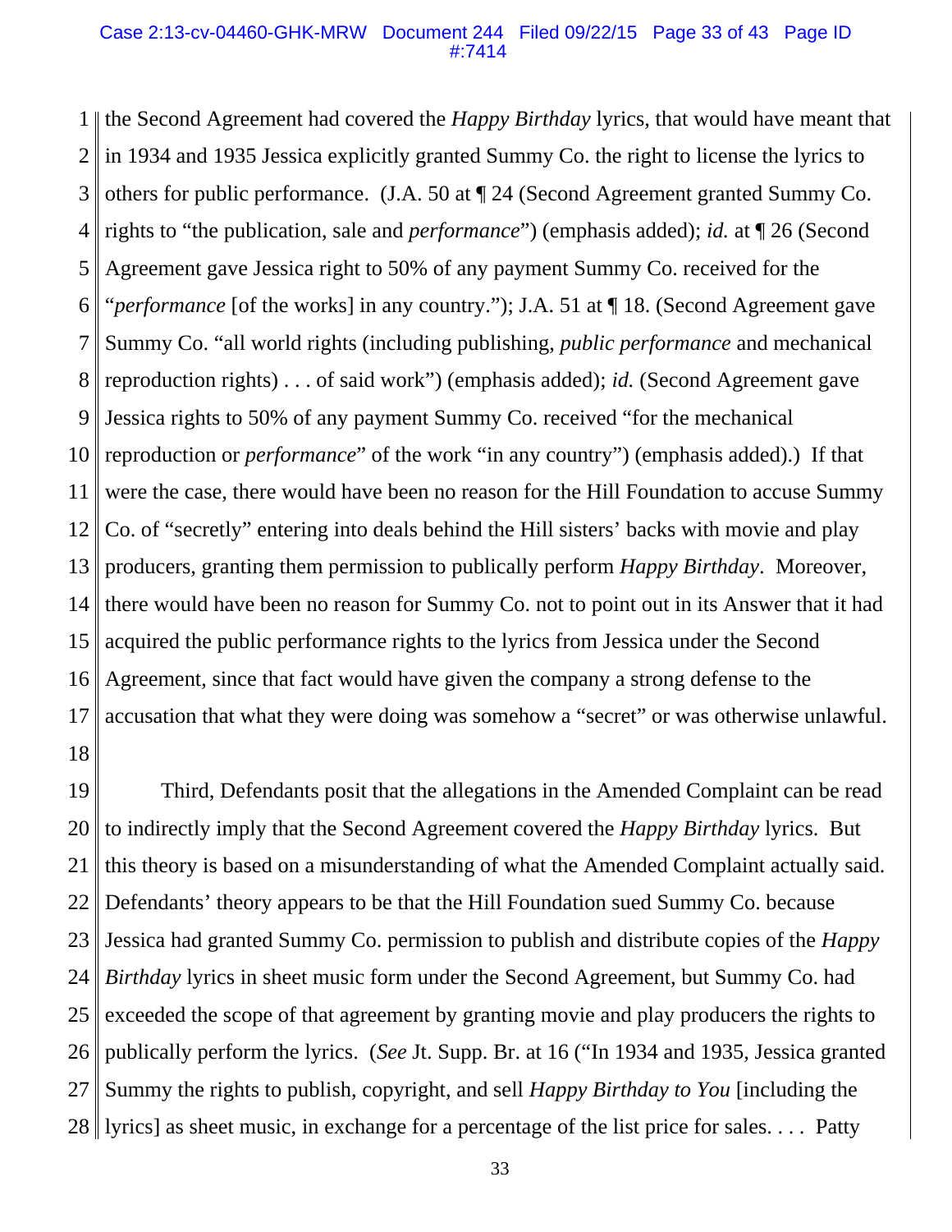the Second Agreement had covered the *Happy Birthday* lyrics, that would have meant that in 1934 and 1935 Jessica explicitly granted Summy Co. the right to license the lyrics to others for public performance. (J.A. 50 at ¶ 24 (Second Agreement granted Summy Co. rights to "the publication, sale and *performance*") (emphasis added); *id.* at ¶ 26 (Second Agreement gave Jessica right to 50% of any payment Summy Co. received for the "*performance* [of the works] in any country."); J.A. 51 at ¶ 18. (Second Agreement gave Summy Co. "all world rights (including publishing, *public performance* and mechanical reproduction rights) . . . of said work") (emphasis added); *id.* (Second Agreement gave Jessica rights to 50% of any payment Summy Co. received "for the mechanical reproduction or *performance*" of the work "in any country") (emphasis added).) If that were the case, there would have been no reason for the Hill Foundation to accuse Summy Co. of "secretly" entering into deals behind the Hill sisters' backs with movie and play producers, granting them permission to publically perform *Happy Birthday*. Moreover, there would have been no reason for Summy Co. not to point out in its Answer that it had acquired the public performance rights to the lyrics from Jessica under the Second Agreement, since that fact would have given the company a strong defense to the accusation that what they were doing was somehow a "secret" or was otherwise unlawful.

Third, Defendants posit that the allegations in the Amended Complaint can be read to indirectly imply that the Second Agreement covered the *Happy Birthday* lyrics. But this theory is based on a misunderstanding of what the Amended Complaint actually said. Defendants' theory appears to be that the Hill Foundation sued Summy Co. because Jessica had granted Summy Co. permission to publish and distribute copies of the *Happy Birthday* lyrics in sheet music form under the Second Agreement, but Summy Co. had exceeded the scope of that agreement by granting movie and play producers the rights to publically perform the lyrics. (*See* Jt. Supp. Br. at 16 ("In 1934 and 1935, Jessica granted Summy the rights to publish, copyright, and sell *Happy Birthday to You* [including the lyrics] as sheet music, in exchange for a percentage of the list price for sales. . . . Patty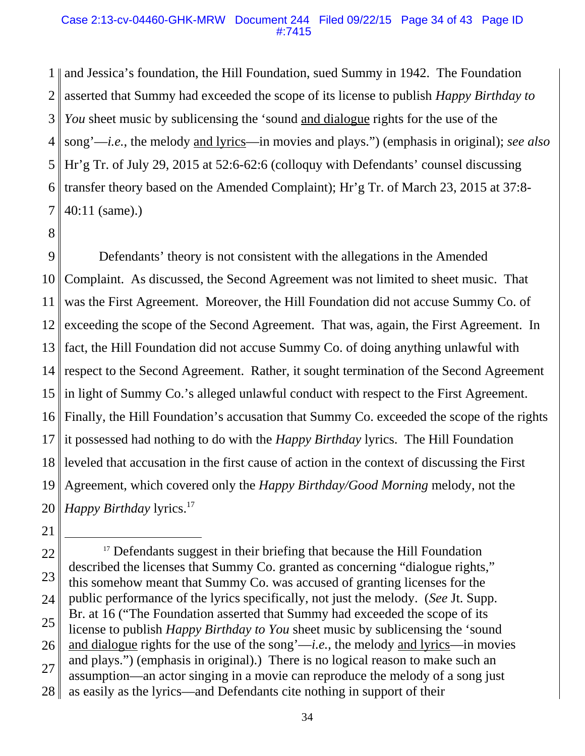and Jessica's foundation, the Hill Foundation, sued Summy in 1942. The Foundation asserted that Summy had exceeded the scope of its license to publish *Happy Birthday to You* sheet music by sublicensing the 'sound <u>and dialogue</u> rights for the use of the song'—*i.e.*, the melody <u>and lyrics</u>—in movies and plays.") (emphasis in original); *see also* Hr'g Tr. of July 29, 2015 at 52:6-62:6 (colloquy with Defendants' counsel discussing transfer theory based on the Amended Complaint); Hr'g Tr. of March 23, 2015 at 37:8-40:11 (same).)

Defendants' theory is not consistent with the allegations in the Amended Complaint. As discussed, the Second Agreement was not limited to sheet music. That was the First Agreement. Moreover, the Hill Foundation did not accuse Summy Co. of exceeding the scope of the Second Agreement. That was, again, the First Agreement. In fact, the Hill Foundation did not accuse Summy Co. of doing anything unlawful with respect to the Second Agreement. Rather, it sought termination of the Second Agreement in light of Summy Co.'s alleged unlawful conduct with respect to the First Agreement. Finally, the Hill Foundation's accusation that Summy Co. exceeded the scope of the rights it possessed had nothing to do with the *Happy Birthday* lyrics. The Hill Foundation leveled that accusation in the first cause of action in the context of discussing the First Agreement, which covered only the *Happy Birthday/Good Morning* melody, not the *Happy Birthday* lyrics.[17]

---

[17] Defendants suggest in their briefing that because the Hill Foundation described the licenses that Summy Co. granted as concerning "dialogue rights," this somehow meant that Summy Co. was accused of granting licenses for the public performance of the lyrics specifically, not just the melody. (*See* Jt. Supp. Br. at 16 ("The Foundation asserted that Summy had exceeded the scope of its license to publish *Happy Birthday to You* sheet music by sublicensing the 'sound <u>and dialogue</u> rights for the use of the song'—*i.e.*, the melody <u>and lyrics</u>—in movies and plays.") (emphasis in original).) There is no logical reason to make such an assumption—an actor singing in a movie can reproduce the melody of a song just as easily as the lyrics—and Defendants cite nothing in support of their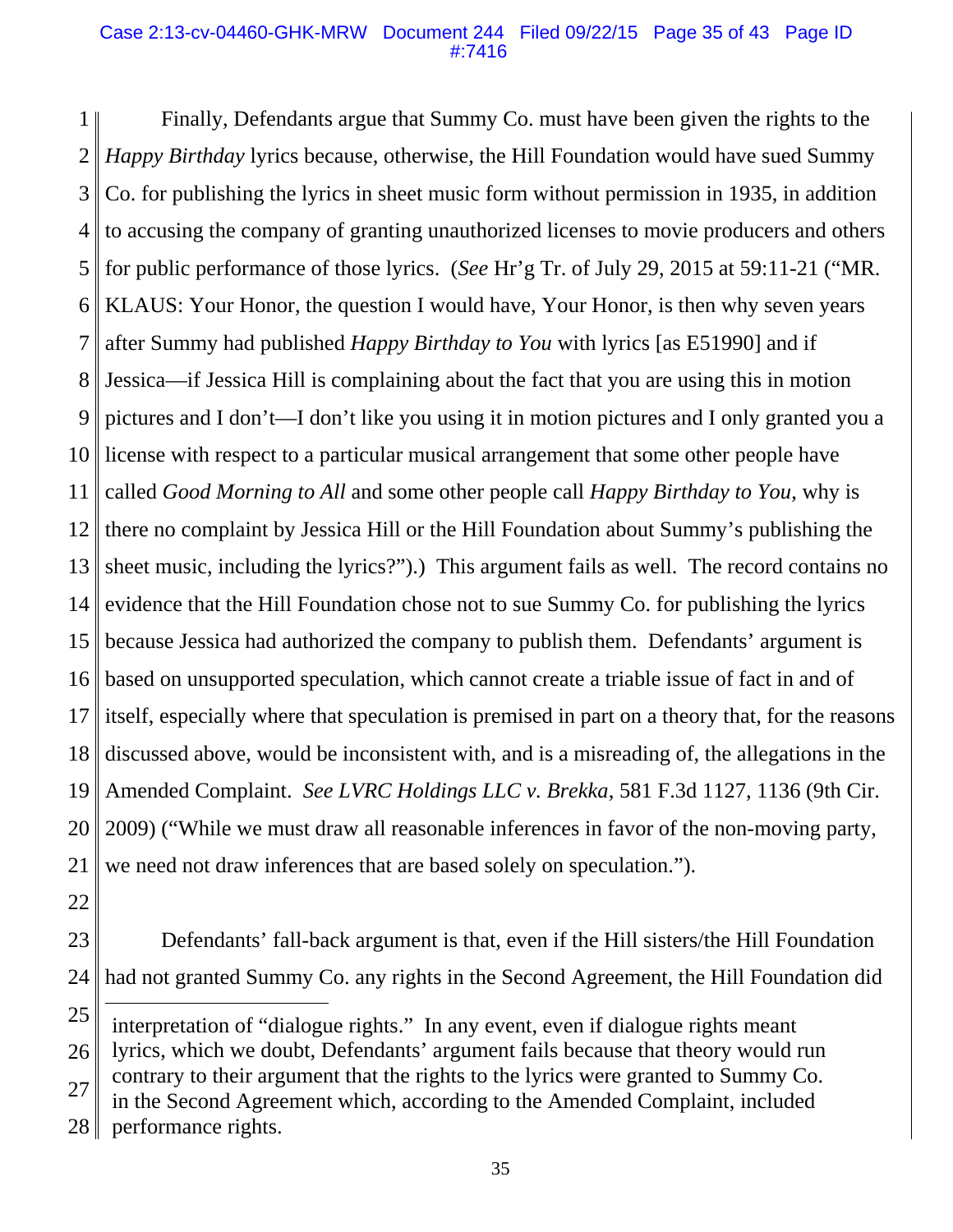Finally, Defendants argue that Summy Co. must have been given the rights to the *Happy Birthday* lyrics because, otherwise, the Hill Foundation would have sued Summy Co. for publishing the lyrics in sheet music form without permission in 1935, in addition to accusing the company of granting unauthorized licenses to movie producers and others for public performance of those lyrics. (*See* Hr'g Tr. of July 29, 2015 at 59:11-21 ("MR. KLAUS: Your Honor, the question I would have, Your Honor, is then why seven years after Summy had published *Happy Birthday to You* with lyrics [as E51990] and if Jessica—if Jessica Hill is complaining about the fact that you are using this in motion pictures and I don't—I don't like you using it in motion pictures and I only granted you a license with respect to a particular musical arrangement that some other people have called *Good Morning to All* and some other people call *Happy Birthday to You*, why is there no complaint by Jessica Hill or the Hill Foundation about Summy's publishing the sheet music, including the lyrics?").) This argument fails as well. The record contains no evidence that the Hill Foundation chose not to sue Summy Co. for publishing the lyrics because Jessica had authorized the company to publish them. Defendants' argument is based on unsupported speculation, which cannot create a triable issue of fact in and of itself, especially where that speculation is premised in part on a theory that, for the reasons discussed above, would be inconsistent with, and is a misreading of, the allegations in the Amended Complaint. *See LVRC Holdings LLC v. Brekka*, 581 F.3d 1127, 1136 (9th Cir. 2009) ("While we must draw all reasonable inferences in favor of the non-moving party, we need not draw inferences that are based solely on speculation.").

Defendants' fall-back argument is that, even if the Hill sisters/the Hill Foundation had not granted Summy Co. any rights in the Second Agreement, the Hill Foundation did

---

interpretation of "dialogue rights." In any event, even if dialogue rights meant lyrics, which we doubt, Defendants' argument fails because that theory would run contrary to their argument that the rights to the lyrics were granted to Summy Co. in the Second Agreement which, according to the Amended Complaint, included performance rights.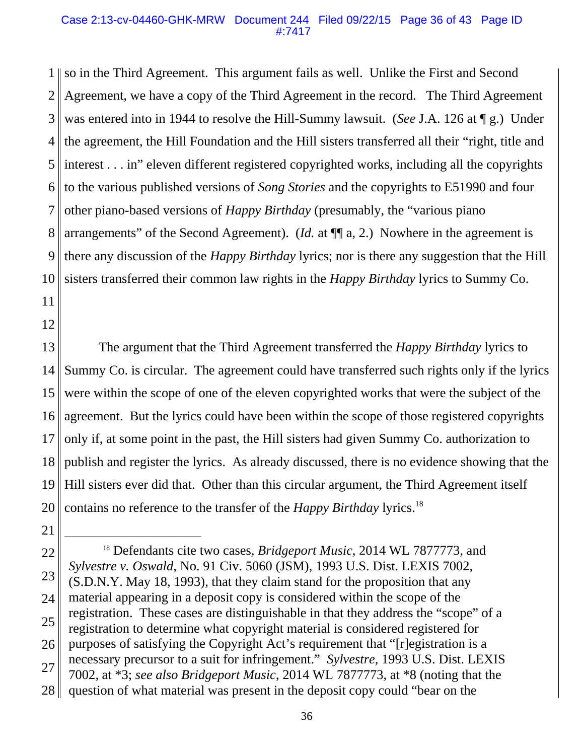so in the Third Agreement. This argument fails as well. Unlike the First and Second Agreement, we have a copy of the Third Agreement in the record. The Third Agreement was entered into in 1944 to resolve the Hill-Summy lawsuit. (*See* J.A. 126 at ¶ g.) Under the agreement, the Hill Foundation and the Hill sisters transferred all their "right, title and interest . . . in" eleven different registered copyrighted works, including all the copyrights to the various published versions of *Song Stories* and the copyrights to E51990 and four other piano-based versions of *Happy Birthday* (presumably, the "various piano arrangements" of the Second Agreement). (*Id.* at ¶¶ a, 2.) Nowhere in the agreement is there any discussion of the *Happy Birthday* lyrics; nor is there any suggestion that the Hill sisters transferred their common law rights in the *Happy Birthday* lyrics to Summy Co.

The argument that the Third Agreement transferred the *Happy Birthday* lyrics to Summy Co. is circular. The agreement could have transferred such rights only if the lyrics were within the scope of one of the eleven copyrighted works that were the subject of the agreement. But the lyrics could have been within the scope of those registered copyrights only if, at some point in the past, the Hill sisters had given Summy Co. authorization to publish and register the lyrics. As already discussed, there is no evidence showing that the Hill sisters ever did that. Other than this circular argument, the Third Agreement itself contains no reference to the transfer of the *Happy Birthday* lyrics.[18]

---

[18] Defendants cite two cases, *Bridgeport Music*, 2014 WL 7877773, and *Sylvestre v. Oswald*, No. 91 Civ. 5060 (JSM), 1993 U.S. Dist. LEXIS 7002, (S.D.N.Y. May 18, 1993), that they claim stand for the proposition that any material appearing in a deposit copy is considered within the scope of the registration. These cases are distinguishable in that they address the "scope" of a registration to determine what copyright material is considered registered for purposes of satisfying the Copyright Act's requirement that "[r]egistration is a necessary precursor to a suit for infringement." *Sylvestre*, 1993 U.S. Dist. LEXIS 7002, at *3; *see also Bridgeport Music*, 2014 WL 7877773, at *8 (noting that the question of what material was present in the deposit copy could "bear on the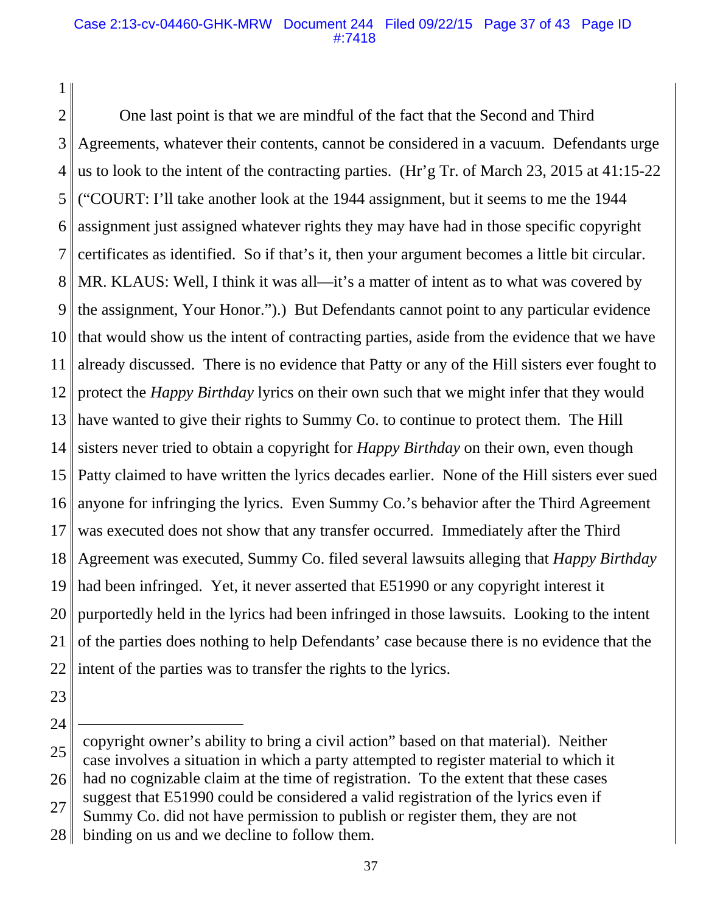One last point is that we are mindful of the fact that the Second and Third Agreements, whatever their contents, cannot be considered in a vacuum. Defendants urge us to look to the intent of the contracting parties. (Hr'g Tr. of March 23, 2015 at 41:15-22 ("COURT: I'll take another look at the 1944 assignment, but it seems to me the 1944 assignment just assigned whatever rights they may have had in those specific copyright certificates as identified. So if that's it, then your argument becomes a little bit circular. MR. KLAUS: Well, I think it was all—it's a matter of intent as to what was covered by the assignment, Your Honor.").) But Defendants cannot point to any particular evidence that would show us the intent of contracting parties, aside from the evidence that we have already discussed. There is no evidence that Patty or any of the Hill sisters ever fought to protect the *Happy Birthday* lyrics on their own such that we might infer that they would have wanted to give their rights to Summy Co. to continue to protect them. The Hill sisters never tried to obtain a copyright for *Happy Birthday* on their own, even though Patty claimed to have written the lyrics decades earlier. None of the Hill sisters ever sued anyone for infringing the lyrics. Even Summy Co.'s behavior after the Third Agreement was executed does not show that any transfer occurred. Immediately after the Third Agreement was executed, Summy Co. filed several lawsuits alleging that *Happy Birthday* had been infringed. Yet, it never asserted that E51990 or any copyright interest it purportedly held in the lyrics had been infringed in those lawsuits. Looking to the intent of the parties does nothing to help Defendants' case because there is no evidence that the intent of the parties was to transfer the rights to the lyrics.

---

copyright owner's ability to bring a civil action" based on that material). Neither case involves a situation in which a party attempted to register material to which it had no cognizable claim at the time of registration. To the extent that these cases suggest that E51990 could be considered a valid registration of the lyrics even if Summy Co. did not have permission to publish or register them, they are not binding on us and we decline to follow them.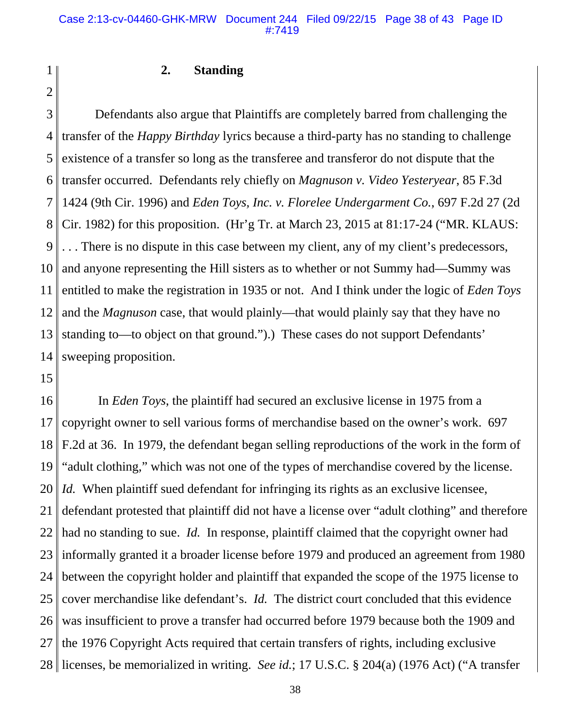### 2. Standing

Defendants also argue that Plaintiffs are completely barred from challenging the transfer of the *Happy Birthday* lyrics because a third-party has no standing to challenge existence of a transfer so long as the transferee and transferor do not dispute that the transfer occurred. Defendants rely chiefly on *Magnuson v. Video Yesteryear*, 85 F.3d 1424 (9th Cir. 1996) and *Eden Toys, Inc. v. Florelee Undergarment Co.*, 697 F.2d 27 (2d Cir. 1982) for this proposition. (Hr'g Tr. at March 23, 2015 at 81:17-24 ("MR. KLAUS: . . . There is no dispute in this case between my client, any of my client's predecessors, and anyone representing the Hill sisters as to whether or not Summy had—Summy was entitled to make the registration in 1935 or not. And I think under the logic of *Eden Toys* and the *Magnuson* case, that would plainly—that would plainly say that they have no standing to—to object on that ground.").) These cases do not support Defendants' sweeping proposition.

In *Eden Toys*, the plaintiff had secured an exclusive license in 1975 from a copyright owner to sell various forms of merchandise based on the owner's work. 697 F.2d at 36. In 1979, the defendant began selling reproductions of the work in the form of "adult clothing," which was not one of the types of merchandise covered by the license. *Id.* When plaintiff sued defendant for infringing its rights as an exclusive licensee, defendant protested that plaintiff did not have a license over "adult clothing" and therefore had no standing to sue. *Id.* In response, plaintiff claimed that the copyright owner had informally granted it a broader license before 1979 and produced an agreement from 1980 between the copyright holder and plaintiff that expanded the scope of the 1975 license to cover merchandise like defendant's. *Id.* The district court concluded that this evidence was insufficient to prove a transfer had occurred before 1979 because both the 1909 and the 1976 Copyright Acts required that certain transfers of rights, including exclusive licenses, be memorialized in writing. *See id.*; 17 U.S.C. § 204(a) (1976 Act) ("A transfer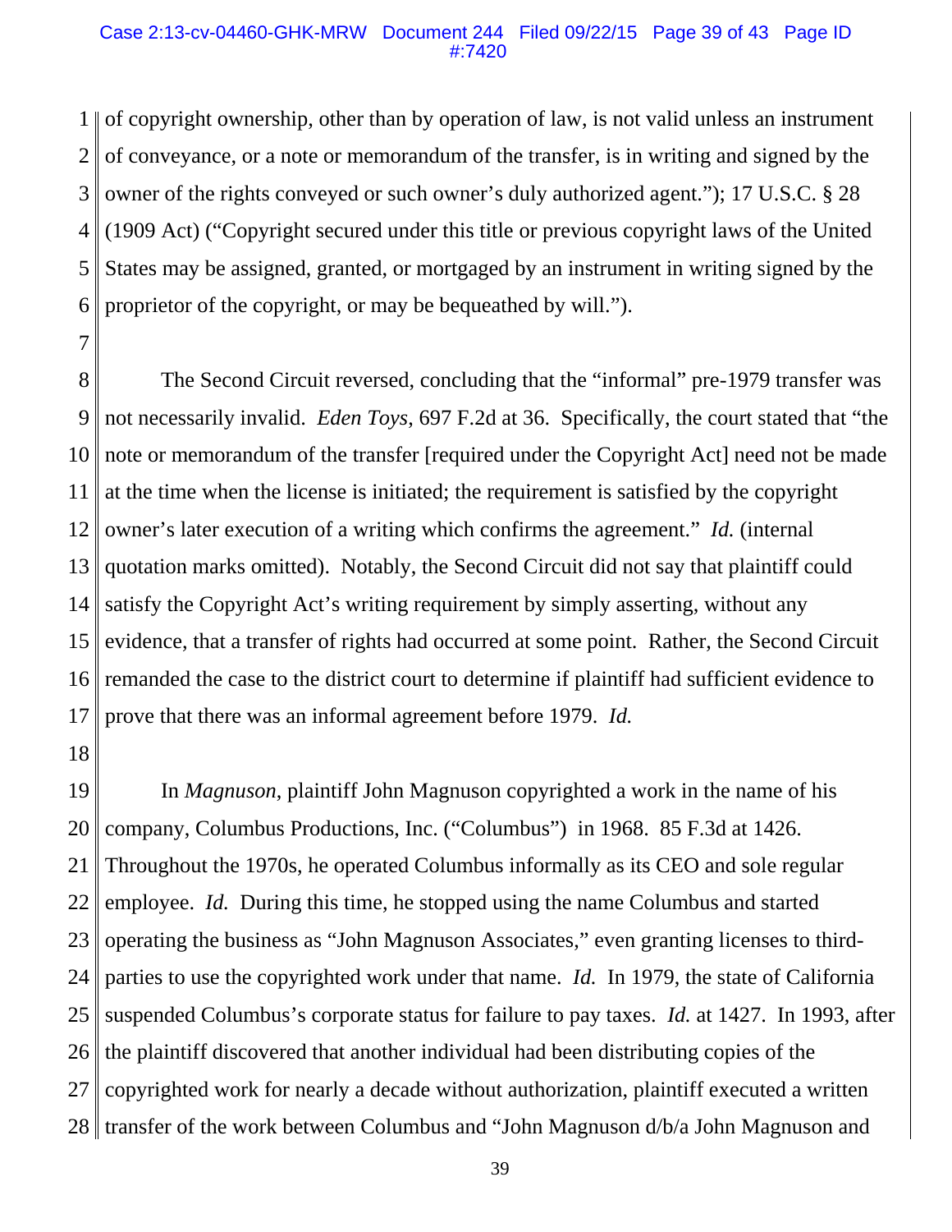of copyright ownership, other than by operation of law, is not valid unless an instrument of conveyance, or a note or memorandum of the transfer, is in writing and signed by the owner of the rights conveyed or such owner's duly authorized agent."); 17 U.S.C. § 28 (1909 Act) ("Copyright secured under this title or previous copyright laws of the United States may be assigned, granted, or mortgaged by an instrument in writing signed by the proprietor of the copyright, or may be bequeathed by will.").

The Second Circuit reversed, concluding that the "informal" pre-1979 transfer was not necessarily invalid. *Eden Toys*, 697 F.2d at 36. Specifically, the court stated that "the note or memorandum of the transfer [required under the Copyright Act] need not be made at the time when the license is initiated; the requirement is satisfied by the copyright owner's later execution of a writing which confirms the agreement." *Id.* (internal quotation marks omitted). Notably, the Second Circuit did not say that plaintiff could satisfy the Copyright Act's writing requirement by simply asserting, without any evidence, that a transfer of rights had occurred at some point. Rather, the Second Circuit remanded the case to the district court to determine if plaintiff had sufficient evidence to prove that there was an informal agreement before 1979. *Id.*

In *Magnuson*, plaintiff John Magnuson copyrighted a work in the name of his company, Columbus Productions, Inc. ("Columbus") in 1968. 85 F.3d at 1426. Throughout the 1970s, he operated Columbus informally as its CEO and sole regular employee. *Id.* During this time, he stopped using the name Columbus and started operating the business as "John Magnuson Associates," even granting licenses to third-parties to use the copyrighted work under that name. *Id.* In 1979, the state of California suspended Columbus's corporate status for failure to pay taxes. *Id.* at 1427. In 1993, after the plaintiff discovered that another individual had been distributing copies of the copyrighted work for nearly a decade without authorization, plaintiff executed a written transfer of the work between Columbus and "John Magnuson d/b/a John Magnuson and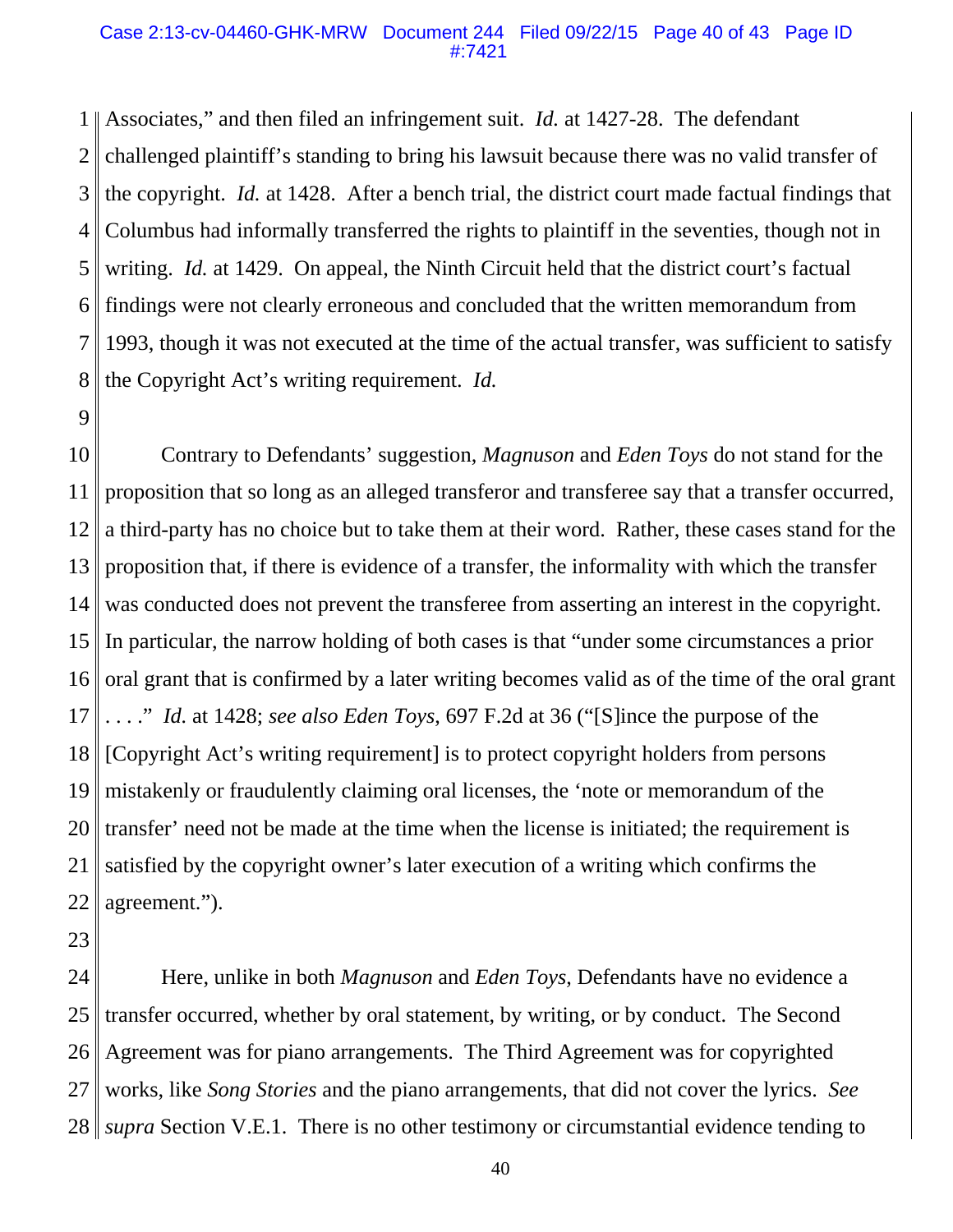Associates," and then filed an infringement suit. *Id.* at 1427-28. The defendant challenged plaintiff's standing to bring his lawsuit because there was no valid transfer of the copyright. *Id.* at 1428. After a bench trial, the district court made factual findings that Columbus had informally transferred the rights to plaintiff in the seventies, though not in writing. *Id.* at 1429. On appeal, the Ninth Circuit held that the district court's factual findings were not clearly erroneous and concluded that the written memorandum from 1993, though it was not executed at the time of the actual transfer, was sufficient to satisfy the Copyright Act's writing requirement. *Id.*

Contrary to Defendants' suggestion, *Magnuson* and *Eden Toys* do not stand for the proposition that so long as an alleged transferor and transferee say that a transfer occurred, a third-party has no choice but to take them at their word. Rather, these cases stand for the proposition that, if there is evidence of a transfer, the informality with which the transfer was conducted does not prevent the transferee from asserting an interest in the copyright. In particular, the narrow holding of both cases is that "under some circumstances a prior oral grant that is confirmed by a later writing becomes valid as of the time of the oral grant . . . ." *Id.* at 1428; *see also Eden Toys*, 697 F.2d at 36 ("[S]ince the purpose of the [Copyright Act's writing requirement] is to protect copyright holders from persons mistakenly or fraudulently claiming oral licenses, the 'note or memorandum of the transfer' need not be made at the time when the license is initiated; the requirement is satisfied by the copyright owner's later execution of a writing which confirms the agreement.").

Here, unlike in both *Magnuson* and *Eden Toys*, Defendants have no evidence a transfer occurred, whether by oral statement, by writing, or by conduct. The Second Agreement was for piano arrangements. The Third Agreement was for copyrighted works, like *Song Stories* and the piano arrangements, that did not cover the lyrics. *See supra* Section V.E.1. There is no other testimony or circumstantial evidence tending to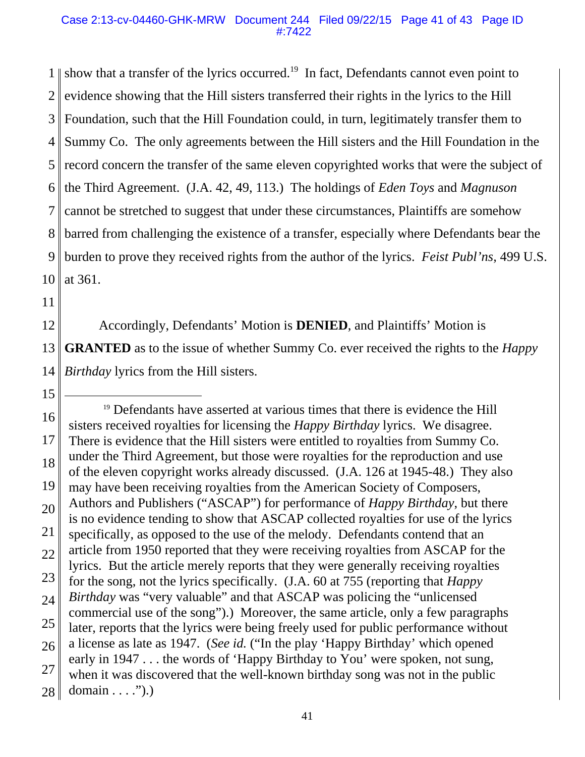show that a transfer of the lyrics occurred.[19] In fact, Defendants cannot even point to evidence showing that the Hill sisters transferred their rights in the lyrics to the Hill Foundation, such that the Hill Foundation could, in turn, legitimately transfer them to Summy Co. The only agreements between the Hill sisters and the Hill Foundation in the record concern the transfer of the same eleven copyrighted works that were the subject of the Third Agreement. (J.A. 42, 49, 113.) The holdings of *Eden Toys* and *Magnuson* cannot be stretched to suggest that under these circumstances, Plaintiffs are somehow barred from challenging the existence of a transfer, especially where Defendants bear the burden to prove they received rights from the author of the lyrics. *Feist Publ'ns*, 499 U.S. at 361.

Accordingly, Defendants' Motion is **DENIED**, and Plaintiffs' Motion is **GRANTED** as to the issue of whether Summy Co. ever received the rights to the *Happy Birthday* lyrics from the Hill sisters.

---

[19] Defendants have asserted at various times that there is evidence the Hill sisters received royalties for licensing the *Happy Birthday* lyrics. We disagree. There is evidence that the Hill sisters were entitled to royalties from Summy Co. under the Third Agreement, but those were royalties for the reproduction and use of the eleven copyright works already discussed. (J.A. 126 at 1945-48.) They also may have been receiving royalties from the American Society of Composers, Authors and Publishers ("ASCAP") for performance of *Happy Birthday*, but there is no evidence tending to show that ASCAP collected royalties for use of the lyrics specifically, as opposed to the use of the melody. Defendants contend that an article from 1950 reported that they were receiving royalties from ASCAP for the lyrics. But the article merely reports that they were generally receiving royalties for the song, not the lyrics specifically. (J.A. 60 at 755 (reporting that *Happy Birthday* was "very valuable" and that ASCAP was policing the "unlicensed commercial use of the song").) Moreover, the same article, only a few paragraphs later, reports that the lyrics were being freely used for public performance without a license as late as 1947. (*See id.* ("In the play 'Happy Birthday' which opened early in 1947 . . . the words of 'Happy Birthday to You' were spoken, not sung, when it was discovered that the well-known birthday song was not in the public domain . . . .").)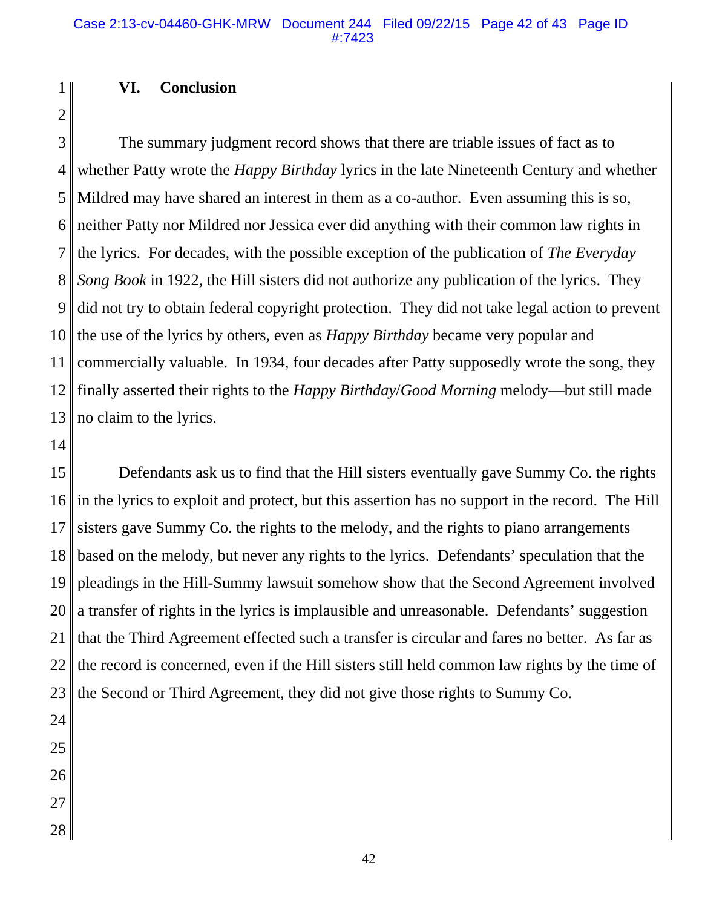## VI. Conclusion

The summary judgment record shows that there are triable issues of fact as to whether Patty wrote the *Happy Birthday* lyrics in the late Nineteenth Century and whether Mildred may have shared an interest in them as a co-author. Even assuming this is so, neither Patty nor Mildred nor Jessica ever did anything with their common law rights in the lyrics. For decades, with the possible exception of the publication of *The Everyday Song Book* in 1922, the Hill sisters did not authorize any publication of the lyrics. They did not try to obtain federal copyright protection. They did not take legal action to prevent the use of the lyrics by others, even as *Happy Birthday* became very popular and commercially valuable. In 1934, four decades after Patty supposedly wrote the song, they finally asserted their rights to the *Happy Birthday*/*Good Morning* melody—but still made no claim to the lyrics.

Defendants ask us to find that the Hill sisters eventually gave Summy Co. the rights in the lyrics to exploit and protect, but this assertion has no support in the record. The Hill sisters gave Summy Co. the rights to the melody, and the rights to piano arrangements based on the melody, but never any rights to the lyrics. Defendants' speculation that the pleadings in the Hill-Summy lawsuit somehow show that the Second Agreement involved a transfer of rights in the lyrics is implausible and unreasonable. Defendants' suggestion that the Third Agreement effected such a transfer is circular and fares no better. As far as the record is concerned, even if the Hill sisters still held common law rights by the time of the Second or Third Agreement, they did not give those rights to Summy Co.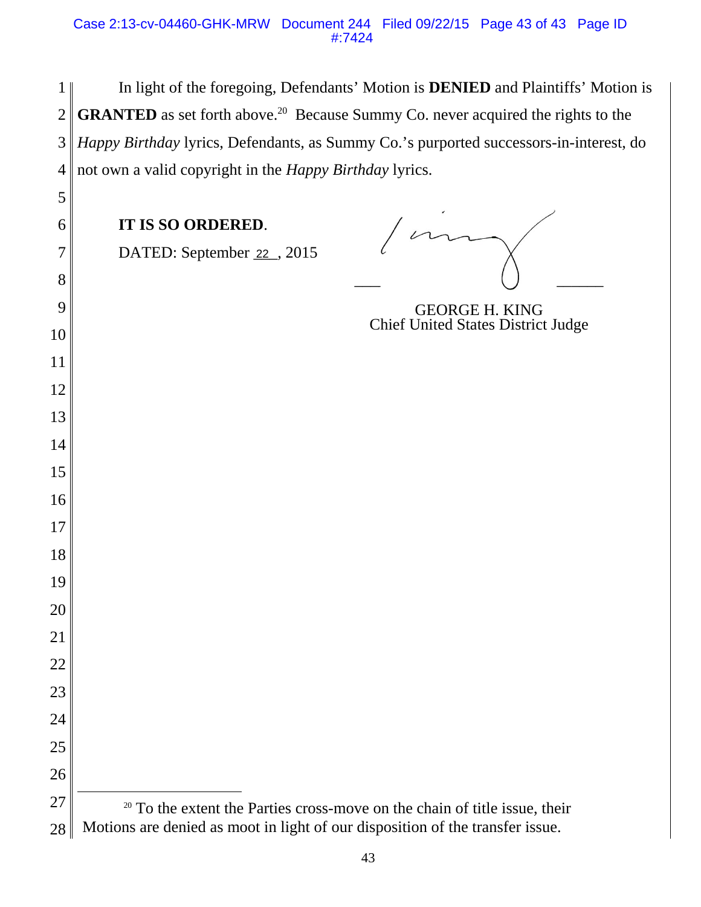In light of the foregoing, Defendants' Motion is **DENIED** and Plaintiffs' Motion is **GRANTED** as set forth above.[20] Because Summy Co. never acquired the rights to the *Happy Birthday* lyrics, Defendants, as Summy Co.'s purported successors-in-interest, do not own a valid copyright in the *Happy Birthday* lyrics.

**IT IS SO ORDERED**.

DATED: September 22, 2015

GEORGE H. KING
Chief United States District Judge

---

[20] To the extent the Parties cross-move on the chain of title issue, their Motions are denied as moot in light of our disposition of the transfer issue.